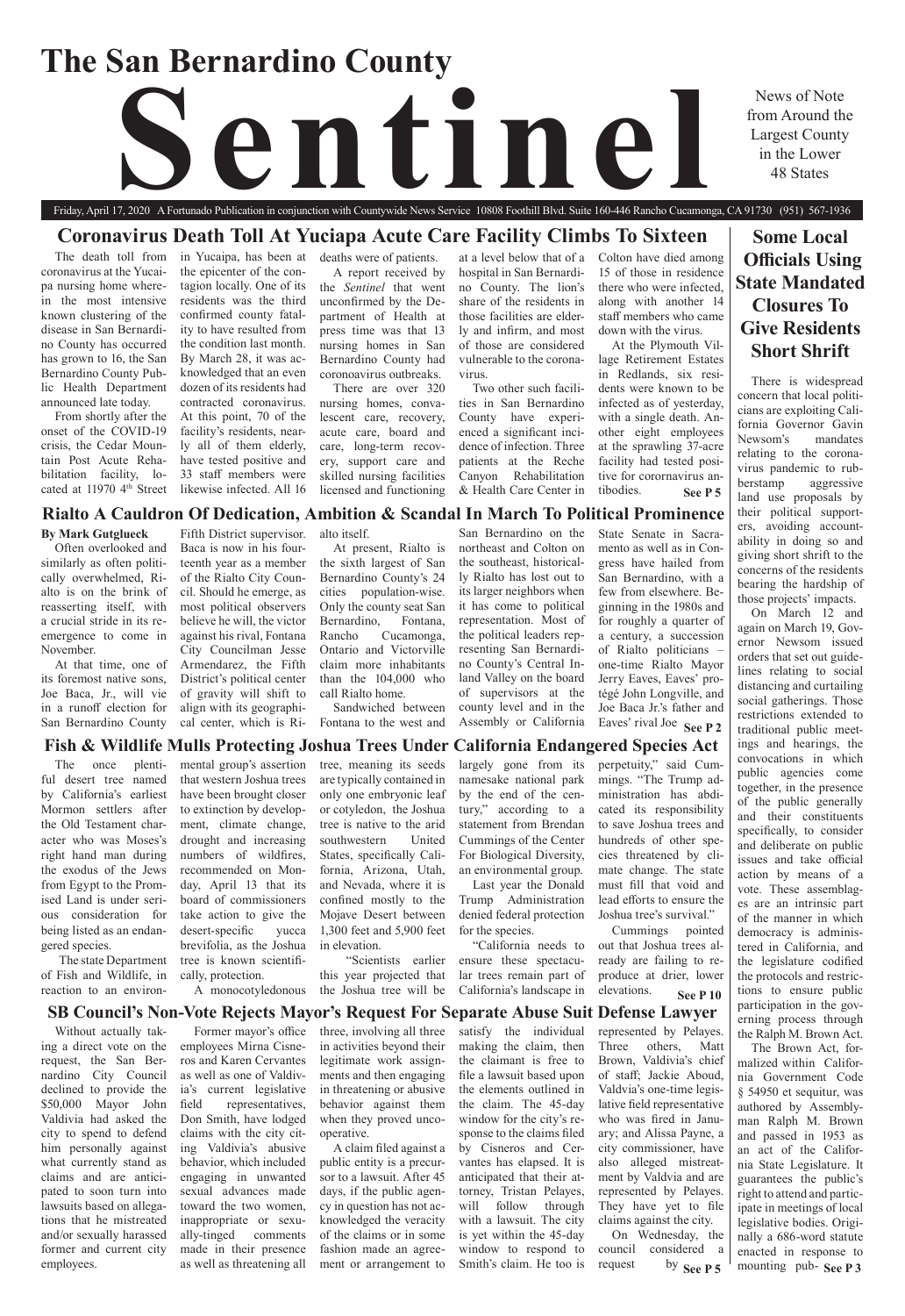# The San Bernardino County Sentinel

News of Note from Around the Largest County in the Lower 48 States

Friday, April 17, 2020 A Fortunado Publication in conjunction with Countywide News Service 10808 Foothill Blvd. Suite 160-446 Rancho Cucamonga, CA 91730 (951) 567-1936

## Coronavirus Death Toll At Yuciapa Acute Care Facility Climbs To Sixteen

The death toll from coronavirus at the Yucaipa nursing home wherein the most intensive known clustering of the disease in San Bernardino County has occurred has grown to 16, the San Bernardino County Public Health Department announced late today.

From shortly after the onset of the COVID-19 crisis, the Cedar Mountain Post Acute Rehabilitation facility, located at 11970 4th Street in Yucaipa, has been at the epicenter of the contagion locally. One of its residents was the third confirmed county fatality to have resulted from the condition last month. By March 28, it was acknowledged that an even dozen of its residents had contracted coronavirus. At this point, 70 of the facility's residents, nearly all of them elderly, have tested positive and 33 staff members were likewise infected. All 16 deaths were of patients.

A report received by the *Sentinel* that went unconfirmed by the Department of Health at press time was that 13 nursing homes in San Bernardino County had coronavirus outbreaks.

There are over 320 nursing homes, convalescent care, recovery, acute care, board and care, long-term recovery, support care and skilled nursing facilities licensed and functioning at a level below that of a hospital in San Bernardino County. The lion's share of the residents in those facilities are elderly and infirm, and most of those are considered vulnerable to the coronavirus.

Two other such facilities in San Bernardino County have experienced a significant incidence of infection. Three patients at the Reche Canyon Rehabilitation & Health Care Center in Colton have died among 15 of those in residence there who were infected, along with another 14 staff members who came down with the virus.

At the Plymouth Village Retirement Estates in Redlands, six residents were known to be infected as of yesterday, with a single death. Another eight employees at the sprawling 37-acre facility had tested positive for cororonavirus antibodies. **See P 5**

## Rialto A Cauldron Of Dedication, Ambition & Scandal In March To Political Prominence

**By Mark Gutglueck**

Often overlooked and similarly as often politically overwhelmed, Rialto is on the brink of reasserting itself, with a crucial stride in its reemergence to come in November.

At that time, one of its foremost native sons, Joe Baca, Jr., will vie in a runoff election for San Bernardino County Fifth District supervisor. Baca is now in his fourteenth year as a member of the Rialto City Council. Should he emerge, as most political observers believe he will, the victor against his rival, Fontana City Councilman Jesse Armendarez, the Fifth District's political center of gravity will shift to align with its geographical center, which is Rialto itself.

At present, Rialto is the sixth largest of San Bernardino County's 24 cities population-wise. Only the county seat San Bernardino, Fontana, Rancho Cucamonga, Ontario and Victorville claim more inhabitants than the 104,000 who call Rialto home.

Sandwiched between Fontana to the west and San Bernardino on the northeast and Colton on the southeast, historically Rialto has lost out to its larger neighbors when it has come to political representation. Most of the political leaders representing San Bernardino County's Central Inland Valley on the board of supervisors at the county level and in the Assembly or California State Senate in Sacramento as well as in Congress have hailed from San Bernardino, with a few from elsewhere. Beginning in the 1980s and for roughly a quarter of a century, a succession of Rialto politicians – one-time Rialto Mayor Jerry Eaves, Eaves' protégé John Longville, and Joe Baca Jr.'s father and Eaves' rival Joe **See P 2**

## Fish & Wildlife Mulls Protecting Joshua Trees Under California Endangered Species Act

The once plentiful desert tree named by California's earliest Mormon settlers after the Old Testament character who was Moses's right hand man during the exodus of the Jews from Egypt to the Promised Land is under serious consideration for being listed as an endangered species.

The state Department of Fish and Wildlife, in reaction to an environmental group's assertion that western Joshua trees have been brought closer to extinction by development, climate change, drought and increasing numbers of wildfires, recommended on Monday, April 13 that its board of commissioners take action to give the desert-specific yucca brevifolia, as the Joshua tree is known scientifically, protection.

A monocotyledonous tree, meaning its seeds are typically contained in only one embryonic leaf or cotyledon, the Joshua tree is native to the arid southwestern United States, specifically California, Arizona, Utah, and Nevada, where it is confined mostly to the Mojave Desert between 1,300 feet and 5,900 feet in elevation.

"Scientists earlier this year projected that the Joshua tree will be largely gone from its namesake national park by the end of the century," according to a statement from Brendan Cummings of the Center For Biological Diversity, an environmental group.

Last year the Donald Trump Administration denied federal protection for the species.

"California needs to ensure these spectacular trees remain part of California's landscape in perpetuity," said Cummings. "The Trump administration has abdicated its responsibility to save Joshua trees and hundreds of other species threatened by climate change. The state must fill that void and lead efforts to ensure the Joshua tree's survival."

Cummings pointed out that Joshua trees already are failing to reproduce at drier, lower elevations. **See P 10**

## SB Council's Non-Vote Rejects Mayor's Request For Separate Abuse Suit Defense Lawyer

Without actually taking a direct vote on the request, the San Bernardino City Council declined to provide the $50,000 Mayor John Valdivia had asked the city to spend to defend him personally against what currently stand as claims and are anticipated to soon turn into lawsuits based on allegations that he mistreated and/or sexually harassed former and current city employees.

Former mayor's office employees Mirna Cisneros and Karen Cervantes as well as one of Valdivia's current legislative field representatives, Don Smith, have lodged claims with the city citing Valdivia's abusive behavior, which included engaging in unwanted sexual advances made toward the two women, inappropriate or sexually-tinged comments made in their presence as well as threatening all three, involving all three in activities beyond their legitimate work assignments and then engaging in threatening or abusive behavior against them when they proved uncooperative.

A claim filed against a public entity is a precursor to a lawsuit. After 45 days, if the public agency in question has not acknowledged the veracity of the claims or in some fashion made an agreement or arrangement to satisfy the individual making the claim, then the claimant is free to file a lawsuit based upon the elements outlined in the claim. The 45-day window for the city's response to the claims filed by Cisneros and Cervantes has elapsed. It is anticipated that their attorney, Tristan Pelayes, will follow through with a lawsuit. The city is yet within the 45-day window to respond to Smith's claim. He too is represented by Pelayes. Three others, Matt Brown, Valdivia's chief of staff; Jackie Aboud, Valdvia's one-time legislative field representative who was fired in January; and Alissa Payne, a city commissioner, have also alleged mistreatment by Valdva and are represented by Pelayes. They have yet to file claims against the city.

On Wednesday, the council considered a request by **See P 5**

## Some Local Officials Using State Mandated Closures To Give Residents Short Shrift

There is widespread concern that local politicians are exploiting California Governor Gavin Newsom's mandates relating to the coronavirus pandemic to rubberstamp aggressive land use proposals by their political supporters, avoiding accountability in doing so and giving short shrift to the concerns of the residents bearing the hardship of those projects' impacts.

On March 12 and again on March 19, Governor Newsom issued orders that set out guidelines relating to social distancing and curtailing social gatherings. Those restrictions extended to traditional public meetings and hearings, the convocations in which public agencies come together, in the presence of the public generally and their constituents specifically, to consider and deliberate on public issues and take official action by means of a vote. These assemblages are an intrinsic part of the manner in which democracy is administered in California, and the legislature codified the protocols and restrictions to ensure public participation in the governing process through the Ralph M. Brown Act.

The Brown Act, formalized within California Government Code § 54950 et sequitur, was authored by Assemblyman Ralph M. Brown and passed in 1953 as an act of the California State Legislature. It guarantees the public's right to attend and participate in meetings of local legislative bodies. Originally a 686-word statute enacted in response to mounting pub- **See P 3**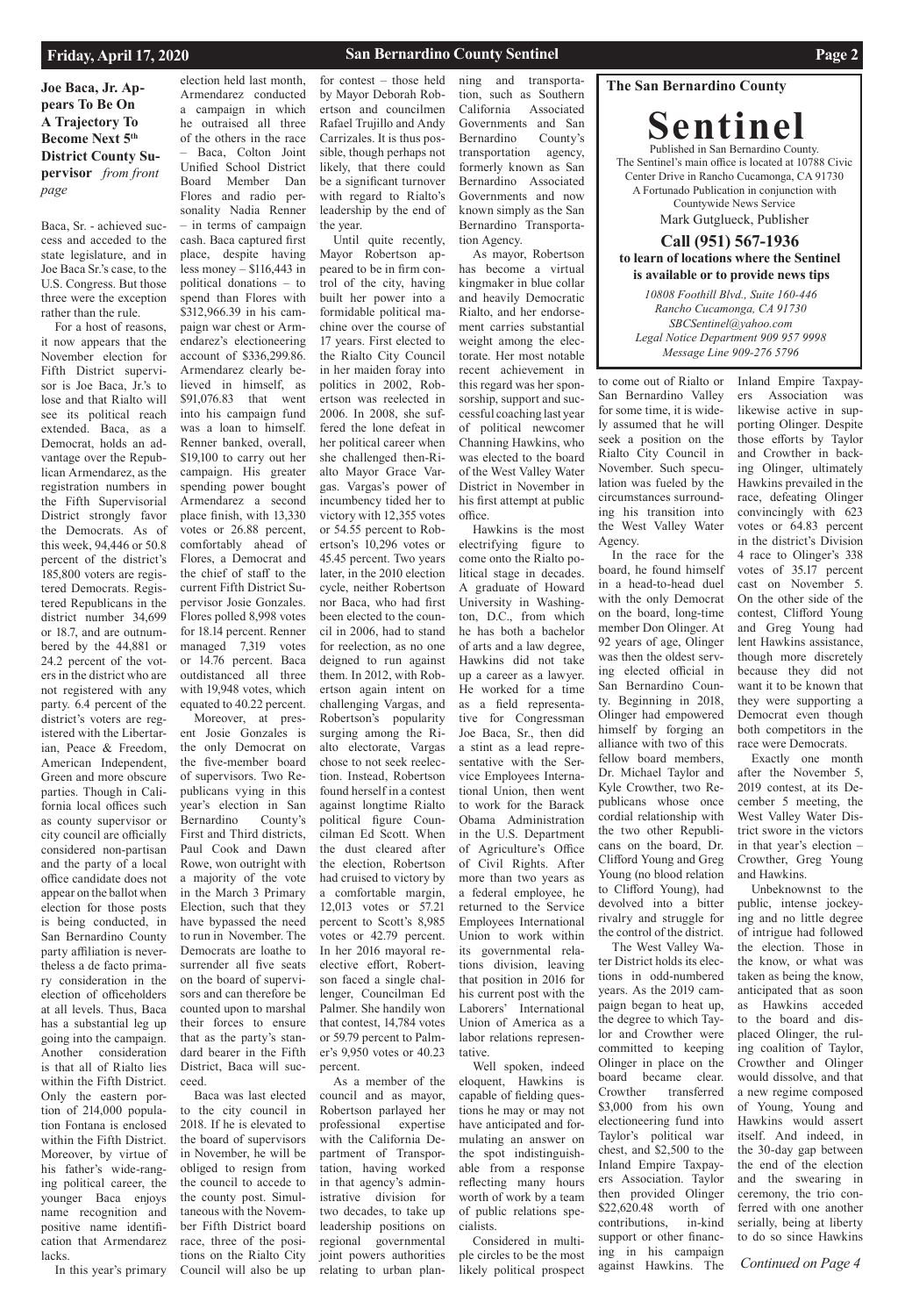## Joe Baca, Jr. Appears To Be On A Trajectory To Become Next 5th District County Supervisor *from front page*

Baca, Sr. - achieved success and acceded to the state legislature, and in Joe Baca Sr.'s case, to the U.S. Congress. But those three were the exception rather than the rule.

For a host of reasons, it now appears that the November election for Fifth District supervisor is Joe Baca, Jr.'s to lose and that Rialto will see its political reach extended. Baca, as a Democrat, holds an advantage over the Republican Armendarez, as the registration numbers in the Fifth Supervisorial District strongly favor the Democrats. As of this week, 94,446 or 50.8 percent of the district's 185,800 voters are registered Democrats. Registered Republicans in the district number 34,699 or 18.7, and are outnumbered by the 44,881 or 24.2 percent of the voters in the district who are not registered with any party. 6.4 percent of the district's voters are registered with the Libertarian, Peace & Freedom, American Independent, Green and more obscure parties. Though in California local offices such as county supervisor or city council are officially considered non-partisan and the party of a local office candidate does not appear on the ballot when election for those posts is being conducted, in San Bernardino County party affiliation is nevertheless a de facto primary consideration in the election of officeholders at all levels. Thus, Baca has a substantial leg up going into the campaign. Another consideration is that all of Rialto lies within the Fifth District. Only the eastern portion of 214,000 population Fontana is enclosed within the Fifth District. Moreover, by virtue of his father's wide-ranging political career, the younger Baca enjoys name recognition and positive name identification that Armendarez lacks.

In this year's primary election held last month, Armendarez conducted a campaign in which he outraised all three of the others in the race – Baca, Colton Joint Unified School District Board Member Dan Flores and radio personality Nadia Renner – in terms of campaign cash. Baca captured first place, despite having less money – $116,443 in political donations – to spend than Flores with $312,966.39 in his campaign war chest or Armendarez's electioneering account of $336,299.86. Armendarez clearly believed in himself, as $91,076.83 that went into his campaign fund was a loan to himself. Renner banked, overall, $19,100 to carry out her campaign. His greater spending power bought Armendarez a second place finish, with 13,330 votes or 26.88 percent, comfortably ahead of Flores, a Democrat and the chief of staff to the current Fifth District Supervisor Josie Gonzales. Flores polled 8,998 votes for 18.14 percent. Renner managed 7,319 votes or 14.76 percent. Baca outdistanced all three with 19,948 votes, which equated to 40.22 percent.

Moreover, at present Josie Gonzales is the only Democrat on the five-member board of supervisors. Two Republicans vying in this year's election in San Bernardino County's First and Third districts, Paul Cook and Dawn Rowe, won outright with a majority of the vote in the March 3 Primary Election, such that they have bypassed the need to run in November. The Democrats are loathe to surrender all five seats on the board of supervisors and can therefore be counted upon to marshal their forces to ensure that as the party's standard bearer in the Fifth District, Baca will succeed.

Baca was last elected to the city council in 2018. If he is elevated to the board of supervisors in November, he will be obliged to resign from the council to accede to the county post. Simultaneous with the November Fifth District board race, three of the positions on the Rialto City Council will also be up for contest – those held by Mayor Deborah Robertson and councilmen Rafael Trujillo and Andy Carrizales. It is thus possible, though perhaps not likely, that there could be a significant turnover with regard to Rialto's leadership by the end of the year.

Until quite recently, Mayor Robertson appeared to be in firm control of the city, having built her power into a formidable political machine over the course of 17 years. First elected to the Rialto City Council in her maiden foray into politics in 2002, Robertson was reelected in 2006. In 2008, she suffered the lone defeat in her political career when she challenged then-Rialto Mayor Grace Vargas. Vargas's power of incumbency tided her to victory with 12,355 votes or 54.55 percent to Robertson's 10,296 votes or 45.45 percent. Two years later, in the 2010 election cycle, neither Robertson nor Baca, who had first been elected to the council in 2006, had to stand for reelection, as no one deigned to run against them. In 2012, with Robertson again intent on challenging Vargas, and Robertson's popularity surging among the Rialto electorate, Vargas chose to not seek reelection. Instead, Robertson found herself in a contest against longtime Rialto political figure Councilman Ed Scott. When the dust cleared after the election, Robertson had cruised to victory by a comfortable margin, 12,013 votes or 57.21 percent to Scott's 8,985 votes or 42.79 percent. In her 2016 mayoral reelective effort, Robertson faced a single challenger, Councilman Ed Palmer. She handily won that contest, 14,784 votes or 59.79 percent to Palmer's 9,950 votes or 40.23 percent.

As a member of the council and as mayor, Robertson parlayed her professional expertise with the California Department of Transportation, having worked in that agency's administrative division for two decades, to take up leadership positions on regional governmental joint powers authorities relating to urban planning and transportation, such as Southern California Associated Governments and San Bernardino County's transportation agency, formerly known as San Bernardino Associated Governments and now known simply as the San Bernardino Transportation Agency.

As mayor, Robertson has become a virtual kingmaker in blue collar and heavily Democratic Rialto, and her endorsement carries substantial weight among the electorate. Her most notable recent achievement in this regard was her sponsorship, support and successful coaching last year of political newcomer Channing Hawkins, who was elected to the board of the West Valley Water District in November in his first attempt at public office.

Hawkins is the most electrifying figure to come onto the Rialto political stage in decades. A graduate of Howard University in Washington, D.C., from which he has both a bachelor of arts and a law degree, Hawkins did not take up a career as a lawyer. He worked for a time as a field representative for Congressman Joe Baca, Sr., then did a stint as a lead representative with the Service Employees International Union, then went to work for the Barack Obama Administration in the U.S. Department of Agriculture's Office of Civil Rights. After more than two years as a federal employee, he returned to the Service Employees International Union to work within its governmental relations division, leaving that position in 2016 for his current post with the Laborers' International Union of America as a labor relations representative.

Well spoken, indeed eloquent, Hawkins is capable of fielding questions he may or may not have anticipated and formulating an answer on the spot indistinguishable from a response reflecting many hours worth of work by a team of public relations specialists.

Considered in multiple circles to be the most likely political prospect to come out of Rialto or San Bernardino Valley for some time, it is widely assumed that he will seek a position on the Rialto City Council in November. Such speculation was fueled by the circumstances surrounding his transition into the West Valley Water Agency.

In the race for the board, he found himself in a head-to-head duel with the only Democrat on the board, long-time member Don Olinger. At 92 years of age, Olinger was then the oldest serving elected official in San Bernardino County. Beginning in 2018, Olinger had empowered himself by forging an alliance with two of this fellow board members, Dr. Michael Taylor and Kyle Crowther, two Republicans whose once cordial relationship with the two other Republicans on the board, Dr. Clifford Young and Greg Young (no blood relation to Clifford Young), had devolved into a bitter rivalry and struggle for the control of the district.

The West Valley Water District holds its elections in odd-numbered years. As the 2019 campaign began to heat up, the degree to which Taylor and Crowther were committed to keeping Olinger in place on the board became clear. Crowther transferred $3,000 from his own electioneering fund into Taylor's political war chest, and $2,500 to the Inland Empire Taxpayers Association. Taylor then provided Olinger $22,620.48 worth of contributions, in-kind support or other financing in his campaign against Hawkins. The Inland Empire Taxpayers Association was likewise active in supporting Olinger. Despite those efforts by Taylor and Crowther in backing Olinger, ultimately Hawkins prevailed in the race, defeating Olinger convincingly with 623 votes or 64.83 percent in the district's Division 4 race to Olinger's 338 votes of 35.17 percent cast on November 5. On the other side of the contest, Clifford Young and Greg Young had lent Hawkins assistance, though more discretely because they did not want it to be known that they were supporting a Democrat even though both competitors in the race were Democrats.

Exactly one month after the November 5, 2019 contest, at its December 5 meeting, the West Valley Water District swore in the victors in that year's election – Crowther, Greg Young and Hawkins.

Unbeknownst to the public, intense jockeying and no little degree of intrigue had followed the election. Those in the know, or what was taken as being the know, anticipated that as soon as Hawkins acceded to the board and displaced Olinger, the ruling coalition of Taylor, Crowther and Olinger would dissolve, and that a new regime composed of Young, Young and Hawkins would assert itself. And indeed, in the 30-day gap between the end of the election and the swearing in ceremony, the trio conferred with one another serially, being at liberty to do so since Hawkins

*Continued on Page 4*

---

**The San Bernardino County**

# Sentinel

Published in San Bernardino County.
The Sentinel's main office is located at 10788 Civic Center Drive in Rancho Cucamonga, CA 91730
A Fortunado Publication in conjunction with Countywide News Service
Mark Gutglueck, Publisher

**Call (951) 567-1936 to learn of locations where the Sentinel is available or to provide news tips**

*10808 Foothill Blvd., Suite 160-446*
*Rancho Cucamonga, CA 91730*
*SBCSentinel@yahoo.com*
*Legal Notice Department 909 957 9998*
*Message Line 909-276 5796*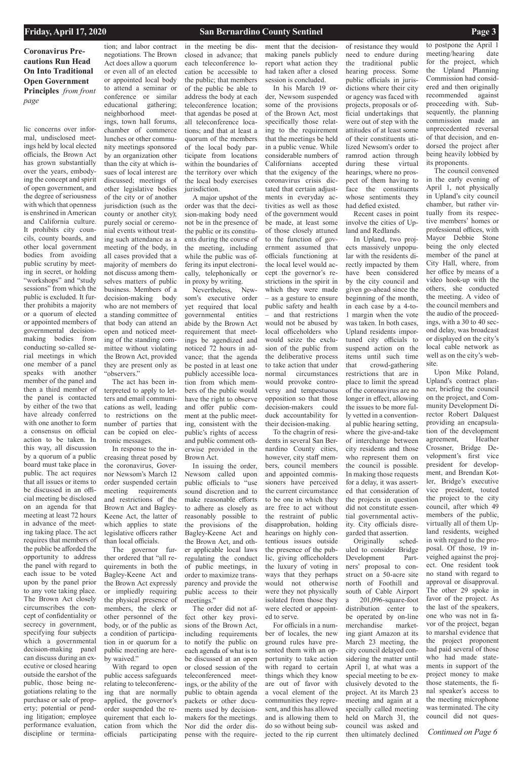**Coronavirus Precautions Run Head On Into Traditional Open Government Principles** *from front page*

lic concerns over informal, undisclosed meetings held by local elected officials, the Brown Act has grown substantially over the years, embodying the concept and spirit of open government, and the degree of seriousness with which that openness is enshrined in American and California culture. It prohibits city councils, county boards, and other local government bodies from avoiding public scrutiny by meeting in secret, or holding "workshops" and "study sessions" from which the public is excluded. It further prohibits a majority or a quorum of elected or appointed members of governmental decision-making bodies from conducting so-called serial meetings in which one member of a panel speaks with another member of the panel and then a third member of the panel is contacted by either of the two that have already conferred with one another to form a consensus on official action to be taken. In this way, all discussion by a quorum of a public board must take place in public. The act requires that all issues or items to be discussed in an official meeting be disclosed on an agenda for that meeting at least 72 hours in advance of the meeting taking place. The act requires that members of the public be afforded the opportunity to address the panel with regard to each issue to be voted upon by the panel prior to any vote taking place. The Brown Act closely circumscribes the concept of confidentiality or secrecy in government, specifying four subjects which a governmental decision-making panel can discuss during an executive or closed hearing outside the earshot of the public, those being negotiations relating to the purchase or sale of property; potential or pending litigation; employee performance evaluation, discipline or termination; and labor contract negotiations. The Brown Act does allow a quorum or even all of an elected or appointed local body to attend a seminar or conference or similar educational gathering; neighborhood meetings, town hall forums, chamber of commerce lunches or other community meetings sponsored by an organization other than the city at which issues of local interest are discussed; meetings of other legislative bodies of the city or of another jurisdiction (such as the county or another city); purely social or ceremonial events without treating such attendance as a meeting of the body, in all cases provided that a majority of members do not discuss among themselves matters of public business. Members of a decision-making body who are not members of a standing committee of that body can attend an open and noticed meeting of the standing committee without violating the Brown Act, provided they are present only as "observers."

The act has been interpreted to apply to letters and email communications as well, leading to restrictions on the number of parties that can be copied on electronic messages.

In response to the increasing threat posed by the coronavirus, Governor Newsom's March 12 order suspended certain meeting requirements and restrictions of the Brown Act and Bagley-Keene Act, the latter of which applies to state legislative officers rather than local officials.

The governor further ordered that "all requirements in both the Bagley-Keene Act and the Brown Act expressly or impliedly requiring the physical presence of members, the clerk or other personnel of the body, or of the public as a condition of participation in or quorum for a public meeting are hereby waived."

With regard to open public access safeguards relating to teleconferencing that are normally applied, the governor's order suspended the requirement that each location from which the officials participating in the meeting be disclosed in advance; that each teleconference location be accessible to the public; that members of the public be able to address the body at each teleconference location; that agendas be posed at all teleconference locations; and that at least a quorum of the members of the local body participate from locations within the boundaries of the territory over which the local body exercises jurisdiction.

A major upshot of the order was that the decision-making body need not be in the presence of the public or its constituents during the course of the meeting, including while the public was offering its input electronically, telephonically or in proxy by writing.

Nevertheless, Newsom's executive order yet required that local governmental entities abide by the Brown Act requirement that meetings be agendized and noticed 72 hours in advance; that the agenda be posted in at least one publicly accessible location from which members of the public would have the right to observe and offer public comment at the public meeting, consistent with the public's rights of access and public comment otherwise provided in the Brown Act.

In issuing the order, Newsom called upon public officials to "use sound discretion and to make reasonable efforts to adhere as closely as reasonably possible to the provisions of the Bagley-Keene Act and the Brown Act, and other applicable local laws regulating the conduct of public meetings, in order to maximize transparency and provide the public access to their meetings."

The order did not affect other key provisions of the Brown Act, including requirements to notify the public on each agenda of what is to be discussed at an open or closed session of the teleconferenced meetings, or the ability of the public to obtain agenda packets or other documents used by decision-makers for the meetings. Nor did the order dispense with the requirement that the decision-making panels publicly report what action they had taken after a closed session is concluded.

In his March 19 order, Newsom suspended some of the provisions of the Brown Act, most specifically those relating to the requirement that the meetings be held in a public venue. While considerable numbers of Californians accepted that the exigency of the coronavirus crisis dictated that certain adjustments in everyday activities as well as those of the government would be made, at least some of those closely attuned to the function of government assumed that officials functioning at the local level would accept the governor's restrictions in the spirit in which they were made – as a gesture to ensure public safety and health – and that restrictions would not be abused by local officeholders who would seize the exclusion of the public from the deliberative process to take action that under normal circumstances would provoke controversy and tempestuous opposition so that those decision-makers could duck accountability for their decision-making.

To the chagrin of residents in several San Bernardino County cities, however, city staff members, council members and appointed commissioners have perceived the current circumstance to be one in which they are free to act without the restraint of public disapprobation, holding hearings on highly contentious issues outside the presence of the public, giving officeholders the luxury of voting in ways that they perhaps would not otherwise were they not physically isolated from those they were elected or appointed to serve.

For officials in a number of locales, the new ground rules have presented them with an opportunity to take action with regard to certain things which they know are out of favor with a vocal element of the communities they represent, and this has allowed and is allowing them to do so without being subjected to the rip current of resistance they would need to endure during the traditional public hearing process. Some public officials in jurisdictions where their city or agency was faced with projects, proposals or official undertakings that were out of step with the attitudes of at least some of their constituents utilized Newsom's order to ramrod action through during these virtual hearings, where no prospect of them having to face the constituents whose sentiments they had defied existed.

Recent cases in point involve the cities of Upland and Redlands.

In Upland, two projects massively unpopular with the residents directly impacted by them have been considered by the city council and given go-ahead since the beginning of the month, in each case by a 4-to-1 margin when the vote was taken. In both cases, Upland residents importuned city officials to suspend action on the items until such time that crowd-gathering restrictions that are in place to limit the spread of the coronavirus are no longer in effect, allowing the issues to be more fully vetted in a conventional public hearing setting, where the give-and-take of interchange between city residents and those who represent them on the council is possible. In making those requests for a delay, it was asserted that consideration of the projects in question did not constitute essential governmental activity. City officials disregarded that assertion.

Originally scheduled to consider Bridge Development Partners' proposal to construct on a 50-acre site north of Foothill and south of Cable Airport a 201,096-square-foot distribution center to be operated by on-line merchandise marketing giant Amazon at its March 23 meeting, the city council delayed considering the matter until April 1, at what was a special meeting to be exclusively devoted to the project. At its March 23 meeting and again at a specially called meeting held on March 31, the council was asked and then ultimately declined to postpone the April 1 meeting/hearing date for the project, which the Upland Planning Commission had considered and then originally recommended against proceeding with. Subsequently, the planning commission made an unprecedented reversal of that decision, and endorsed the project after being heavily lobbied by its proponents.

The council convened in the early evening of April 1, not physically in Upland's city council chamber, but rather virtually from its respective members' homes or professional offices, with Mayor Debbie Stone being the only elected member of the panel at City Hall, where, from her office by means of a video hook-up with the others, she conducted the meeting. A video of the council members and the audio of the proceedings, with a 30 to 40 second delay, was broadcast or displayed on the city's local cable network as well as on the city's website.

Upon Mike Poland, Upland's contract planner, briefing the council on the project, and Community Development Director Robert Dalquest providing an encapsulation of the development agreement, Heather Crossner, Bridge Development's first vice president for development, and Brendan Kotler, Bridge's executive vice president, touted the project to the city council, after which 49 members of the public, virtually all of them Upland residents, weighed in with regard to the proposal. Of those, 19 inveighed against the project. One resident took no stand with regard to approval or disapproval. The other 29 spoke in favor of the project. As the last of the speakers, one who was not in favor of the project, began to marshal evidence that the project proponent had paid several of those who had made statements in support of the project money to make those statements, the final speaker's access to the meeting microphone was terminated. The city council did not ques-

*Continued on Page 6*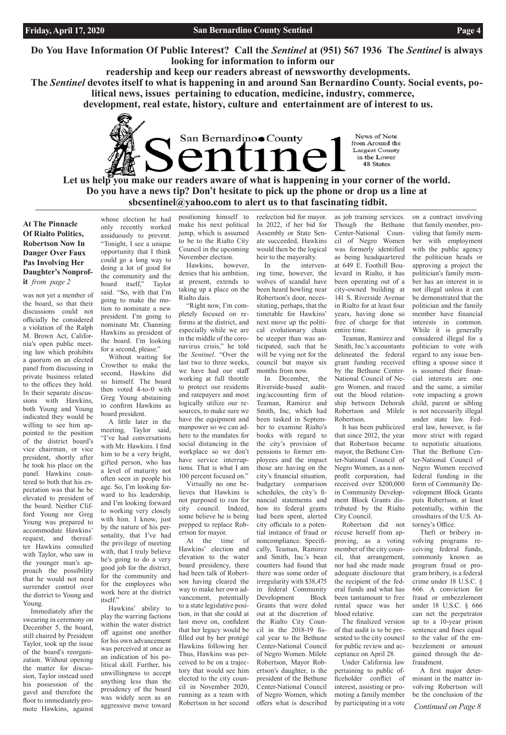**Do You Have Information Of Public Interest? Call the *Sentinel* at (951) 567 1936 The *Sentinel* is always looking for information to inform our readership and keep our readers abreast of newsworthy developments. The *Sentinel* devotes itself to what is happening in and around San Bernardino County. Social events, political news, issues pertaining to education, medicine, industry, commerce, development, real estate, history, culture and entertainment are of interest to us.**

San Bernardino County Sentinel

News of Note from Around the Largest County in the Lower 48 States

**Let us help you make our readers aware of what is happening in your corner of the world. Do you have a news tip? Don't hesitate to pick up the phone or drop us a line at sbcsentinel@yahoo.com to alert us to that fascinating tidbit.**

### At The Pinnacle Of Rialto Politics, Robertson Now In Danger Over Faux Pas Involving Her Daughter's Nonprofit *from page 2*

was not yet a member of the board, so that their discussions could not officially be considered a violation of the Ralph M. Brown Act, California's open public meeting law which prohibits a quorum on an elected panel from discussing in private business related to the offices they hold. In their separate discussions with Hawkins, both Young and Young indicated they would be willing to see him appointed to the position of the district board's vice chairman, or vice president, shortly after he took his place on the panel. Hawkins countered to both that his expectation was that he be elevated to president of the board. Neither Clifford Young nor Greg Young was prepared to accommodate Hawkins' request, and thereafter Hawkins consulted with Taylor, who saw in the younger man's approach the possibility that he would not need surrender control over the district to Young and Young.

Immediately after the swearing in ceremony on December 5, the board, still chaired by President Taylor, took up the issue of the board's reorganization. Without opening the matter for discussion, Taylor instead used his possession of the gavel and therefore the floor to immediately promote Hawkins, against whose election he had only recently worked assiduously to prevent. "Tonight, I see a unique opportunity that I think could go a long way to doing a lot of good for the community and the board itself," Taylor said. "So, with that I'm going to make the motion to nominate a new president. I'm going to nominate Mr. Channing Hawkins as president of the board. I'm looking for a second, please."

Without waiting for Crowther to make the second, Hawkins did so himself. The board then voted 4-to-0 with Greg Young abstaining to confirm Hawkins as board president.

A little later in the meeting, Taylor said, "I've had conversations with Mr. Hawkins. I find him to be a very bright, gifted person, who has a level of maturity not often seen in people his age. So, I'm looking forward to his leadership, and I'm looking forward to working very closely with him. I know, just by the nature of his personality, that I've had the privilege of meeting with, that I truly believe he's going to do a very good job for the district, for the community and for the employees who work here at the district itself."

Hawkins' ability to play the warring factions within the water district off against one another for his own advancement was perceived at once as an indication of his political skill. Further, his unwillingness to accept anything less than the presidency of the board was widely seen as an aggressive move toward positioning himself to make his next political jump, which is assumed to be to the Rialto City Council in the upcoming November election.

Hawkins, however, denies that his ambition, at present, extends to taking up a place on the Rialto dais.

"Right now, I'm completely focused on reforms at the district, and especially while we are in the middle of the coronavirus crisis," he told the *Sentinel*. "Over the last two to three weeks, we have had our staff working at full throttle to protect our residents and ratepayers and most logically utilize our resources, to make sure we have the equipment and manpower so we can adhere to the mandates for social distancing in the workplace so we don't have service interruptions. That is what I am 100 percent focused on."

Virtually no one believes that Hawkins is not purposed to run for city council. Indeed, some believe he is being prepped to replace Robertson for mayor.

At the time of Hawkins' election and elevation to the water board presidency, there had been talk of Robertson having cleared the way to make her own advancement, potentially to a state legislative position, in that she could at last move on, confident that her legacy would be filled out by her protégé Hawkins following her. Thus, Hawkins was perceived to be on a trajectory that would see him elected to the city council in November 2020, running as a team with Robertson in her second reelection bid for mayor. In 2022, if her bid for Assembly or State Senate succeeded, Hawkins would then be the logical heir to the mayoralty.

In the intervening time, however, the wolves of scandal have been heard howling near Robertson's door, necessitating, perhaps, that the timetable for Hawkins' next move up the political evolutionary chain be steeper than was anticipated, such that he will be vying not for the council but mayor six months from now.

In December, the Riverside-based auditing/accounting firm of Teaman, Ramirez and Smith, Inc, which had been tasked in September to examine Rialto's books with regard to the city's provision of pensions to former employees and the impact those are having on the city's financial situation, budgetary comparison schedules, the city's financial statements and how its federal grants had been spent, alerted city officials to a potential instance of fraud or noncompliance. Specifically, Teaman, Ramirez and Smith, Inc.'s bean counters had found that there was some order of irregularity with $38,475 in federal Community Development Block Grants that were doled out at the discretion of the Rialto City Council in the 2018-19 fiscal year to the Bethune Center-National Council of Negro Women. Milele Robertson, Mayor Robertson's daughter, is the president of the Bethune Center-National Council of Negro Women, which offers what is described as job training services. Though the Bethune Center-National Council of Negro Women was formerly identified as being headquartered at 649 E. Foothill Boulevard in Rialto, it has been operating out of a city-owned building at 141 S. Riverside Avenue in Rialto for at least four years, having done so free of charge for that entire time.

Teaman, Ramirez and Smith, Inc.'s accountants delineated the federal grant funding received by the Bethune Center-National Council of Negro Women, and traced out the blood relationship between Deborah Robertson and Milele Robertson.

It has been publicized that since 2012, the year that Robertson became mayor, the Bethune Center-National Council of Negro Women, as a nonprofit corporation, had received over $200,000 in Community Development Block Grants distributed by the Rialto City Council.

Robertson did not recuse herself from approving, as a voting member of the city council, that arrangement, nor had she made made adequate disclosure that the recipient of the federal funds and what has been tantamount to free rental space was her blood relative.

The finalized version of that audit is to be presented to the city council for public review and acceptance on April 28.

Under California law pertaining to public officeholder conflict of interest, assisting or promoting a family member by participating in a vote on a contract involving that family member, providing that family member with employment with the public agency the politician heads or approving a project the politician's family member has an interest in is not illegal unless it can be demonstrated that the politician and the family member have financial interests in common. While it is generally considered illegal for a politician to vote with regard to any issue benefiting a spouse since it is assumed their financial interests are one and the same, a similar vote impacting a grown child, parent or sibling is not necessarily illegal under state law. Federal law, however, is far more strict with regard to nepotistic situations. That the Bethune Center-National Council of Negro Women received federal funding in the form of Community Development Block Grants puts Robertson, at least potentially, within the crosshairs of the U.S. Attorney's Office.

Theft or bribery involving programs receiving federal funds, commonly known as program fraud or program bribery, is a federal crime under 18 U.S.C. § 666. A conviction for fraud or embezzlement under 18 U.S.C. § 666 can net the perpetrator up to a 10-year prison sentence and fines equal to the value of the embezzlement or amount gained through the defraudment.

A first major determinant in the matter involving Robertson will be the conclusion of the

*Continued on Page 8*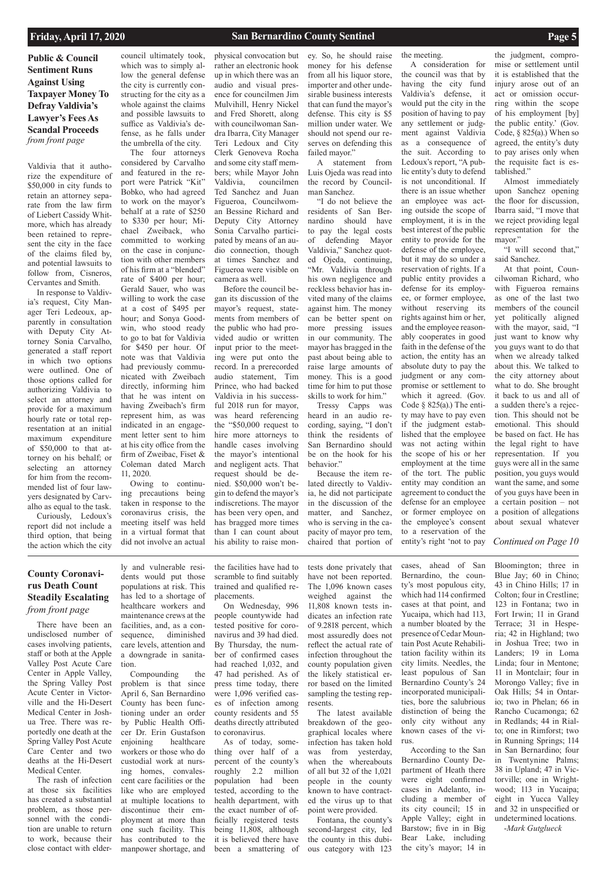## Public & Council Sentiment Runs Against Using Taxpayer Money To Defray Valdivia's Lawyer's Fees As Scandal Proceeds

*from front page*

Valdivia that it authorize the expenditure of $50,000 in city funds to retain an attorney separate from the law firm of Liebert Cassidy Whitmore, which has already been retained to represent the city in the face of the claims filed by, and potential lawsuits to follow from, Cisneros, Cervantes and Smith.

In response to Valdivia's request, City Manager Teri Ledeoux, apparently in consultation with Deputy City Attorney Sonia Carvalho, generated a staff report in which two options were outlined. One of those options called for authorizing Valdivia to select an attorney and provide for a maximum hourly rate or total representation at an initial maximum expenditure of $50,000 to that attorney on his behalf; or selecting an attorney for him from the recommended list of four lawyers designated by Carvalho as equal to the task.

Curiously, Ledoux's report did not include a third option, that being the action which the city council ultimately took, which was to simply allow the general defense the city is currently constructing for the city as a whole against the claims and possible lawsuits to suffice as Valdivia's defense, as he falls under the umbrella of the city.

The four attorneys considered by Carvalho and featured in the report were Patrick "Kit" Bobko, who had agreed to work on the mayor's behalf at a rate of $250 to $330 per hour; Michael Zweibach, who committed to working on the case in conjunction with other members of his firm at a "blended" rate of $400 per hour; Gerald Sauer, who was willing to work the case at a cost of $495 per hour; and Sonya Goodwin, who stood ready to go to bat for Valdivia for $450 per hour. Of note was that Valdivia had previously communicated with Zweibach directly, informing him that he was intent on having Zweibach's firm represent him, as was indicated in an engagement letter sent to him at his city office from the firm of Zweibac, Fiset & Coleman dated March 11, 2020.

Owing to continuing precautions being taken in response to the coronavirus crisis, the meeting itself was held in a virtual format that did not involve an actual physical convocation but rather an electronic hook up in which there was an audio and visual presence for councilmen Jim Mulvihill, Henry Nickel and Fred Shorett, along with councilwoman Sandra Ibarra, City Manager Teri Ledoux and City Clerk Genoveva Rocha and some city staff members; while Mayor John Valdivia, councilmen Ted Sanchez and Juan Figueroa, Councilwoman Bessine Richard and Deputy City Attorney Sonia Carvalho participated by means of an audio connection, though at times Sanchez and Figueroa were visible on camera as well.

Before the council began its discussion of the mayor's request, statements from members of the public who had provided audio or written input prior to the meeting were put onto the record. In a prerecorded audio statement, Tim Prince, who had backed Valdivia in his successful 2018 run for mayor, was heard referencing the "$50,000 request to hire more attorneys to handle cases involving the mayor's intentional and negligent acts. That request should be denied. $50,000 won't begin to defend the mayor's indiscretions. The mayor has been very open, and has bragged more times than I can count about his ability to raise money. So, he should raise money for his defense from all his liquor store, importer and other undesirable business interests that can fund the mayor's defense. This city is $5 million under water. We should not spend our reserves on defending this failed mayor."

A statement from Luis Ojeda was read into the record by Councilman Sanchez.

"I do not believe the residents of San Bernardino should have to pay the legal costs of defending Mayor Valdivia," Sanchez quoted Ojeda, continuing, "Mr. Valdivia through his own negligence and reckless behavior has invited many of the claims against him. The money can be better spent on more pressing issues in our community. The mayor has bragged in the past about being able to raise large amounts of money. This is a good time for him to put those skills to work for him."

Tressy Capps was heard in an audio recording, saying, "I don't think the residents of San Bernardino should be on the hook for his behavior."

Because the item related directly to Valdivia, he did not participate in the discussion of the matter, and Sanchez, who is serving in the capacity of mayor pro tem, chaired that portion of the meeting.

A consideration for the council was that by having the city fund Valdivia's defense, it would put the city in the position of having to pay any settlement or judgment against Valdivia as a consequence of the suit. According to Ledoux's report, "A public entity's duty to defend is not unconditional. If there is an issue whether an employee was acting outside the scope of employment, it is in the best interest of the public entity to provide for the defense of the employee, but it may do so under a reservation of rights. If a public entity provides a defense for its employee, or former employee, without reserving its rights against him or her, and the employee reasonably cooperates in good faith in the defense of the action, the entity has an absolute duty to pay the judgment or any compromise or settlement to which it agreed. (Gov. Code § 825(a).) The entity may have to pay even if the judgment established that the employee was not acting within the scope of his or her employment at the time of the tort. The public entity may condition an agreement to conduct the defense for an employee or former employee on the employee's consent to a reservation of the entity's right 'not to pay the judgment, compromise or settlement until it is established that the injury arose out of an act or omission occurring within the scope of his employment [by] the public entity.' (Gov. Code, § 825(a).) When so agreed, the entity's duty to pay arises only when the requisite fact is established."

Almost immediately upon Sanchez opening the floor for discussion, Ibarra said, "I move that we reject providing legal representation for the mayor."

"I will second that," said Sanchez.

At that point, Councilwoman Richard, who with Figueroa remains as one of the last two members of the council yet politically aligned with the mayor, said, "I just want to know why you guys want to do that when we already talked about this. We talked to the city attorney about what to do. She brought it back to us and all of a sudden there's a rejection. This should not be emotional. This should be based on fact. He has the legal right to have representation. If you guys were all in the same position, you guys would want the same, and some of you guys have been in a certain position – not a position of allegations about sexual whatever

*Continued on Page 10*

## County Coronavirus Death Count Steadily Escalating

*from front page*

There have been an undisclosed number of cases involving patients, staff or both at the Apple Valley Post Acute Care Center in Apple Valley, the Spring Valley Post Acute Center in Victorville and the Hi-Desert Medical Center in Joshua Tree. There was reportedly one death at the Spring Valley Post Acute Care Center and two deaths at the Hi-Desert Medical Center.

The rash of infection at those six facilities has created a substantial problem, as those personnel with the condition are unable to return to work, because their close contact with elderly and vulnerable residents would put those populations at risk. This has led to a shortage of healthcare workers and maintenance crews at the facilities, and, as a consequence, diminished care levels, attention and a downgrade in sanitation.

Compounding the problem is that since April 6, San Bernardino County has been functioning under an order by Public Health Officer Dr. Erin Gustafson enjoining healthcare workers or those who do custodial work at nursing homes, convalescent care facilities or the like who are employed at multiple locations to discontinue their employment at more than one such facility. This has contributed to the manpower shortage, and the facilities have had to scramble to find suitably trained and qualified replacements.

On Wednesday, 996 people countywide had tested positive for coronavirus and 39 had died. By Thursday, the number of confirmed cases had reached 1,032, and 47 had perished. As of press time today, there were 1,096 verified cases of infection among county residents and 55 deaths directly attributed to coronavirus.

As of today, something over half of a percent of the county's roughly 2.2 million population had been tested, according to the health department, with the exact number of officially registered tests being 11,808, although it is believed there have been a smattering of tests done privately that have not been reported. The 1,096 known cases weighed against the 11,808 known tests indicates an infection rate of 9.2818 percent, which most assuredly does not reflect the actual rate of infection throughout the county population given the likely statistical error based on the limited sampling the testing represents.

The latest available breakdown of the geographical locales where infection has taken hold was from yesterday, when the whereabouts of all but 32 of the 1,021 people in the county known to have contracted the virus up to that point were provided.

Fontana, the county's second-largest city, led the county in this dubious category with 123 cases, ahead of San Bernardino, the county's most populous city, which had 114 confirmed cases at that point, and Yucaipa, which had 113, a number bloated by the presence of Cedar Mountain Post Acute Rehabilitation facility within its city limits. Needles, the least populous of San Bernardino County's 24 incorporated municipalities, bore the salubrious distinction of being the only city without any known cases of the virus.

According to the San Bernardino County Department of Heath there were eight confirmed cases in Adelanto, including a member of its city council; 15 in Apple Valley; eight in Barstow; five in in Big Bear Lake, including the city's mayor; 14 in Bloomington; three in Blue Jay; 60 in Chino; 43 in Chino Hills; 17 in Colton; four in Crestline; 123 in Fontana; two in Fort Irwin; 11 in Grand Terrace; 31 in Hesperia; 42 in Highland; two in Joshua Tree; two in Landers; 19 in Loma Linda; four in Mentone; 11 in Montclair; four in Morongo Valley; five in Oak Hills; 54 in Ontario; two in Phelan; 66 in Rancho Cucamonga; 62 in Redlands; 44 in Rialto; one in Rimforst; two in Running Springs; 114 in San Bernardino; four in Twentynine Palms; 38 in Upland; 47 in Victorville; one in Wrightwood; 113 in Yucaipa; eight in Yucca Valley and 32 in unspecified or undetermined locations.

*-Mark Gutglueck*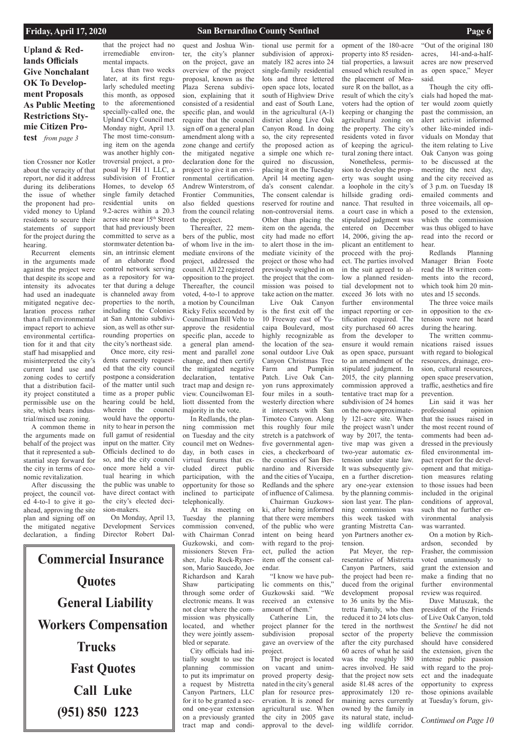**Upland & Redlands Officials Give Nonchalant OK To Development Proposals As Public Meeting Restrictions Stymie Citizen Protest** *from page 3*

tion Crossner nor Kotler about the veracity of that report, nor did it address during its deliberations the issue of whether the proponent had provided money to Upland residents to secure their statements of support for the project during the hearing.

Recurrent elements in the arguments made against the project were that despite its scope and intensity its advocates had used an inadequate mitigated negative declaration process rather than a full environmental impact report to achieve environmental certification for it and that city staff had misapplied and misinterpreted the city's current land use and zoning codes to certify that a distribution facility project constituted a permissible use on the site, which bears industrial/mixed use zoning.

A common theme in the arguments made on behalf of the project was that it represented a substantial step forward for the city in terms of economic revitalization.

After discussing the project, the council voted 4-to-1 to give it go-ahead, approving the site plan and signing off on the mitigated negative declaration, a finding that the project had no irremediable environmental impacts.

Less than two weeks later, at its first regularly scheduled meeting this month, as opposed to the aforementioned specially-called one, the Upland City Council met Monday night, April 13. The most time-consuming item on the agenda was another highly controversial project, a proposal by FH 11 LLC, a subdivision of Frontier Homes, to develop 65 single family detached residential units on 9.2-acres within a 20.3 acres site near 15th Street that had previously been committed to serve as a stormwater detention basin, an intrinsic element of an elaborate flood control network serving as a repository for water that during a deluge is channeled away from properties to the north, including the Colonies at San Antonio subdivision, as well as other surrounding properties on the city's northeast side.

Once more, city residents earnestly requested that the city council postpone a consideration of the matter until such time as a proper public hearing could be held, wherein the council would have the opportunity to hear in person the full gamut of residential input on the matter. City Officials declined to do so, and the city council once more held a virtual hearing in which the public was unable to have direct contact with the city's elected decision-makers.

On Monday, April 13, Development Services Director Robert Dalquest and Joshua Winter, the city's planner on the project, gave an overview of the project proposal, known as the Plaza Serena subdivision, explaining that it consisted of a residential specific plan, and would require that the council sign off on a general plan amendment along with a zone change and certify the mitigated negative declaration done for the project to give it an environmental certification. Andrew Winterstrom, of Frontier Communities, also fielded questions from the council relating to the project.

Thereafter, 22 members of the public, most of whom live in the immediate environs of the project, addressed the council. All 22 registered opposition to the project. Thereafter, the council voted, 4-to-1 to approve a motion by Councilman Ricky Felix seconded by Councilman Bill Velto to approve the residential specific plan, accede to a general plan amendment and parallel zone change, and then certify the mitigated negative declaration, tentative tract map and design review. Councilwoman Elliott dissented from the majority in the vote.

In Redlands, the planning commission met on Tuesday and the city council met on Wednesday, in both cases in virtual forums that excluded direct public participation, with the opportunity for those so inclined to participate telephonically.

At its meeting on Tuesday the planning commission convened, with Chairman Conrad Guzkowski, and commissioners Steven Frasher, Julie Rock-Rynerson, Mario Saucedo, Joe Richardson and Karah Shaw participating through some order of electronic means. It was not clear where the commission was physically located, and whether they were jointly assembled or separate.

City officials had initially sought to use the planning commission to put its imprimatur on a request by Mistretta Canyon Partners, LLC for it to be granted a second one-year extension on a previously granted tract map and conditional use permit for a subdivision of approximately 182 acres into 24 single-family residential lots and three lettered open space lots, located south of Highview Drive and east of South Lane, in the agricultural (A-1) district along Live Oak Canyon Road. In doing so, the city represented the proposed action as a simple one which required no discussion, placing it on the Tuesday April 14 meeting agenda's consent calendar. The consent calendar is reserved for routine and non-controversial items. Other than placing the item on the agenda, the city had made no effort to alert those in the immediate vicinity of the project or those who had previously weighed in on the project that the commission was poised to take action on the matter.

Live Oak Canyon is the first exit off the 10 Freeway east of Yucaipa Boulevard, most highly recognizable as the location of the seasonal outdoor Live Oak Canyon Christmas Tree Farm and Pumpkin Patch. Live Oak Canyon runs approximately four miles in a southwesterly direction where it intersects with San Timoteo Canyon. Along this roughly four mile stretch is a patchwork of five governmental agencies, a checkerboard of the counties of San Bernardino and Riverside and the cities of Yucaipa, Redlands and the sphere of influence of Calimesa.

Chairman Guzkowski, after being informed that there were members of the public who were intent on being heard with regard to the project, pulled the action item off the consent calendar.

"I know we have public comments on this," Guzkowski said. "We received an extensive amount of them."

Catherine Lin, the project planner for the subdivision proposal gave an overview of the project.

The project is located on vacant and unimproved property designated in the city's general plan for resource preservation. It is zoned for agricultural use. When the city in 2005 gave approval to the development of the 180-acre property into 85 residential properties, a lawsuit ensued which resulted in the placement of Measure R on the ballot, as a result of which the city's voters had the option of keeping or changing the agricultural zoning on the property. The city's residents voted in favor of keeping the agricultural zoning there intact.

Nonetheless, permission to develop the property was sought using a loophole in the city's hillside grading ordinance. That resulted in a court case in which a stipulated judgment was entered on December 14, 2006, giving the applicant an entitlement to proceed with the project. The parties involved in the suit agreed to allow a planned residential development not to exceed 36 lots with no further environmental impact reporting or certification required. The city purchased 60 acres from the developer to ensure it would remain as open space, pursuant to an amendment of the stipulated judgment. In 2015, the city planning commission approved a tentative tract map for a subdivision of 24 homes on the now-approximately 121-acre site. When the project wasn't under way by 2017, the tentative map was given a two-year automatic extension under state law. It was subsequently given a further discretionary one-year extension by the planning commission last year. The planning commission was this week tasked with granting Mistretta Canyon Partners another extension.

Pat Meyer, the representative of Mistretta Canyon Partners, said the project had been reduced from the original development proposal to 36 units by the Mistretta Family, who then reduced it to 24 lots clustered in the northwest sector of the property after the city purchased 60 acres of what he said was the roughly 180 acres involved. He said that the project now sets aside 81.48 acres of the approximately 120 remaining acres currently owned by the family in its natural state, including wildlife corridor. "Out of the original 180 acres, 141-and-a-half-acres are now preserved as open space," Meyer said.

Though the city officials had hoped the matter would zoom quietly past the commission, an alert activist informed other like-minded individuals on Monday that the item relating to Live Oak Canyon was going to be discussed at the meeting the next day, and the city received as of 3 p.m. on Tuesday 18 emailed comments and three voicemails, all opposed to the extension, which the commission was thus obliged to have read into the record or hear.

Redlands Planning Manager Brian Foote read the 18 written comments into the record, which took him 20 minutes and 15 seconds.

The three voice mails in opposition to the extension were not heard during the hearing.

The written communications raised issues with regard to biological resources, drainage, erosion, cultural resources, open space preservation, traffic, aesthetics and fire prevention.

Lin said it was her professional opinion that the issues raised in the most recent round of comments had been addressed in the previously filed environmental impact report for the development and that mitigation measures relating to those issues had been included in the original conditions of approval, such that no further environmental analysis was warranted.

On a motion by Richardson, seconded by Frasher, the commission voted unanimously to grant the extension and make a finding that no further environmental review was required.

Dave Matuszak, the president of the Friends of Live Oak Canyon, told the *Sentinel* he did not believe the commission should have considered the extension, given the intense public passion with regard to the project and the inadequate opportunity to express those opinions available at Tuesday's forum, giv-

*Continued on Page 10*

**Commercial Insurance Quotes**
**General Liability**
**Workers Compensation**
**Trucks**
**Fast Quotes**
**Call Luke**
**(951) 850 1223**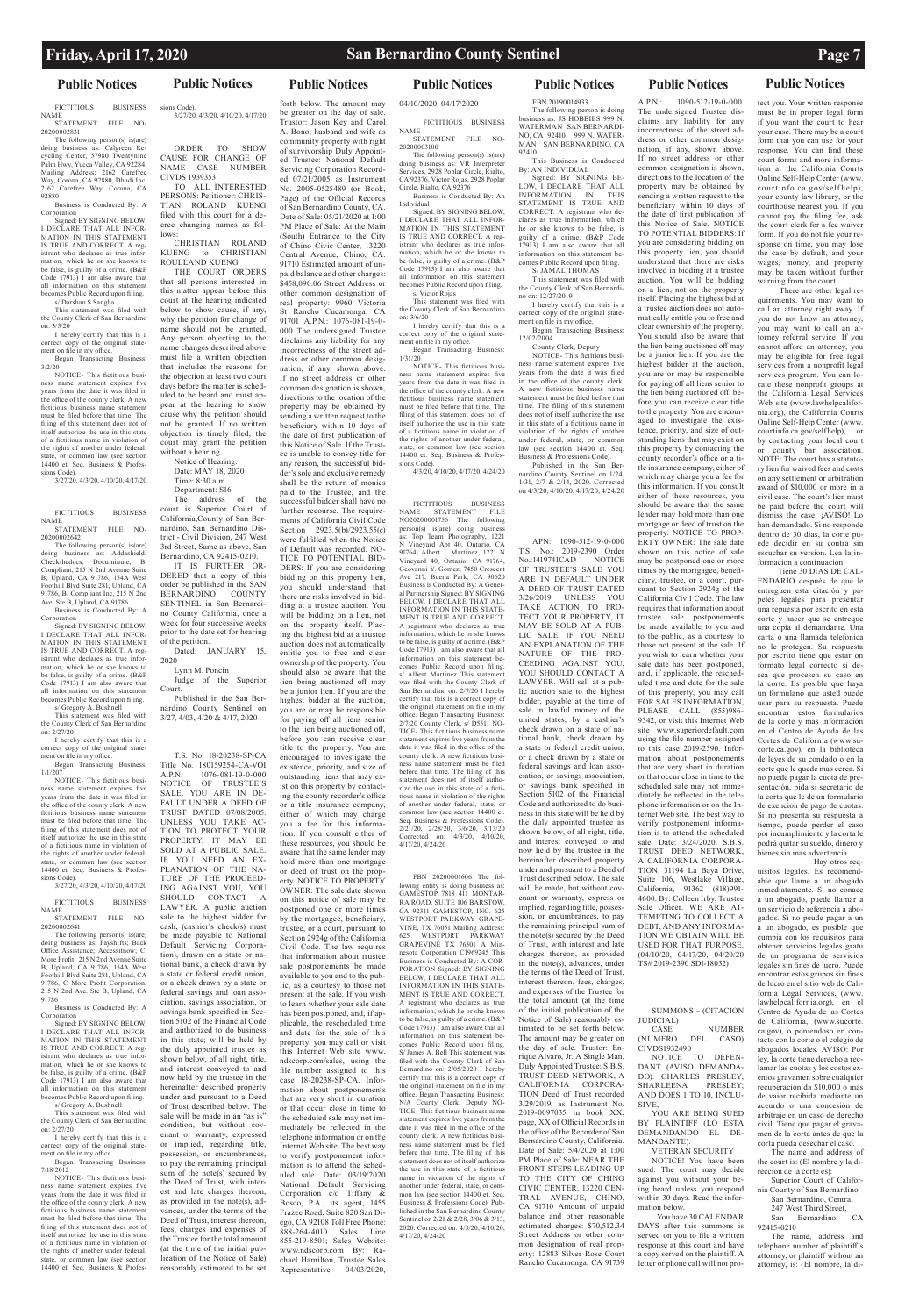## Public Notices

FICTITIOUS BUSINESS NAME STATEMENT FILE NO-20200002831

The following person(s) is(are) doing business as: Calgreen Recycling Center, 57980 Twentynine Palm Hwy, Yucca Valley, CA 92284, Mailing Address: 2162 Carefree Way, Corona, CA 92880, Dhodi Inc, 2162 Carefree Way, Corona, CA 92880

Business is Conducted By: A Corporation

Signed: BY SIGNING BELOW, I DECLARE THAT ALL INFORMATION IN THIS STATEMENT IS TRUE AND CORRECT. A registrant who declares as true information, which he or she knows to be false, is guilty of a crime. (B&P Code 17913) I am also aware that all information on this statement becomes Public Record upon filing.

s/ Darshan S Sangha

This statement was filed with the County Clerk of San Bernardino on: 3/3/20

I hereby certify that this is a correct copy of the original statement on file in my office.

Began Transacting Business: 3/2/20

NOTICE- This fictitious business name statement expires five years from the date it was filed in the office of the county clerk. A new fictitious business name statement must be filed before that time. The filing of this statement does not of itself authorize the use in this state of a fictitious name in violation of the rights of another under federal, state, or common law (see section 14400 et. Seq. Business & Professions Code).

3/27/20, 4/3/20, 4/10/20, 4/17/20

FICTITIOUS BUSINESS NAME STATEMENT FILE NO-20200002642

The following person(s) is(are) doing business as: Addashield; Checkthedocs; Documinute; B. Compliant, 215 N 2nd Avenue Suite B, Upland, CA 91786, 154A West Foothill Blvd Suite 281, Upland, CA 91786, B. Compliant Inc, 215 N 2nd Ave. Ste B, Upland, CA 91786

Business is Conducted By: A Corporation

Signed: BY SIGNING BELOW, I DECLARE THAT ALL INFORMATION IN THIS STATEMENT IS TRUE AND CORRECT. A registrant who declares as true information, which he or she knows to be false, is guilty of a crime. (B&P Code 17913) I am also aware that all information on this statement becomes Public Record upon filing.

s/ Gregory A. Bushnell

This statement was filed with the County Clerk of San Bernardino on: 2/27/20

I hereby certify that this is a correct copy of the original statement on file in my office.

Began Transacting Business: 1/1/207

NOTICE- This fictitious business name statement expires five years from the date it was filed in the office of the county clerk. A new fictitious business name statement must be filed before that time. The filing of this statement does not of itself authorize the use in this state of a fictitious name in violation of the rights of another under federal, state, or common law (see section 14400 et. Seq. Business & Professions Code).

3/27/20, 4/3/20, 4/10/20, 4/17/20

FICTITIOUS BUSINESS NAME STATEMENT FILE NO-20200002641

The following person(s) is(are) doing business as: Payshifts; Back Office Assistance; Accessinnow; C. More Profit, 215 N 2nd Avenue Suite B, Upland, CA 91786, 154A West Foothill Blvd Suite 281, Upland, CA 91786, C More Profit Corporation, 215 N 2nd Ave. Ste B, Upland, CA 91786

Business is Conducted By: A Corporation

Signed: BY SIGNING BELOW, I DECLARE THAT ALL INFORMATION IN THIS STATEMENT IS TRUE AND CORRECT. A registrant who declares as true information, which he or she knows to be false, is guilty of a crime. (B&P Code 17913) I am also aware that all information on this statement becomes Public Record upon filing.

s/ Gregory A. Bushnell

This statement was filed with the County Clerk of San Bernardino on: 2/27/20

I hereby certify that this is a correct copy of the original statement on file in my office.

Began Transacting Business: 7/18/2012

NOTICE- This fictitious business name statement expires five years from the date it was filed in the office of the county clerk. A new fictitious business name statement must be filed before that time. The filing of this statement does not of itself authorize the use in this state of a fictitious name in violation of the rights of another under federal, state, or common law (see section 14400 et. Seq. Business & Professions Code).

3/27/20, 4/3/20, 4/10/20, 4/17/20

ORDER TO SHOW CAUSE FOR CHANGE OF NAME CASE NUMBER CIVDS 1939353

TO ALL INTERESTED PERSONS: Petitioner: CHRISTIAN ROLAND KUENG filed with this court for a decree changing names as follows:

CHRISTIAN ROLAND KUENG to CHRISTIAN ROULLAND KUENG

THE COURT ORDERS that all persons interested in this matter appear before this court at the hearing indicated below to show cause, if any, why the petition for change of name should not be granted. Any person objecting to the name changes described above must file a written objection that includes the reasons for the objection at least two court days before the matter is scheduled to be heard and must appear at the hearing to show cause why the petition should not be granted. If no written objection is timely filed, the court may grant the petition without a hearing.

Notice of Hearing:
Date: MAY 18, 2020
Time: 8:30 a.m.
Department: S16

The address of the court is Superior Court of California,County of San Bernardino, San Bernardino District - Civil Division, 247 West 3rd Street, Same as above, San Bernardino, CA 92415-0210.

IT IS FURTHER ORDERED that a copy of this order be published in the SAN BERNARDINO COUNTY SENTINEL in San Bernardino County California, once a week for four successive weeks prior to the date set for hearing of the petition.

Dated: JANUARY 15, 2020

Lynn M. Poncin
Judge of the Superior Court.

Published in the San Bernardino County Sentinel on 3/27, 4/03, 4/20 & 4/17, 2020

T.S. No. 18-20238-SP-CA Title No. 180159254-CA-VOI A.P.N. 1076-081-19-0-000 NOTICE OF TRUSTEE'S SALE. YOU ARE IN DEFAULT UNDER A DEED OF TRUST DATED 07/08/2005. UNLESS YOU TAKE ACTION TO PROTECT YOUR PROPERTY, IT MAY BE SOLD AT A PUBLIC SALE. IF YOU NEED AN EXPLANATION OF THE NATURE OF THE PROCEEDING AGAINST YOU, YOU SHOULD CONTACT A LAWYER. A public auction sale to the highest bidder for cash, (cashier's check(s) must be made payable to National Default Servicing Corporation), drawn on a state or national bank, a check drawn by a state or federal credit union, or a check drawn by a state or federal savings and loan association, savings association, or savings bank specified in Section 5102 of the Financial Code and authorized to do business in this state; will be held by the duly appointed trustee as shown below, of all right, title, and interest conveyed to and now held by the trustee in the hereinafter described property under and pursuant to a Deed of Trust described below. The sale will be made in an "as is" condition, but without covenant or warranty, expressed or implied, regarding title, possession, or encumbrances, to pay the remaining principal sum of the note(s) secured by the Deed of Trust, with interest and late charges thereon, as provided in the note(s), advances, under the terms of the Deed of Trust, interest thereon, fees, charges and expenses of the Trustee for the total amount (at the time of the initial publication of the Notice of Sale) reasonably estimated to be set forth below. The amount may be greater on the day of sale. Trustor: Jason Key and Carol A. Bono, husband and wife as community property with right of survivorship Duly Appointed Trustee: National Default Servicing Corporation Recorded 07/21/2005 as Instrument No. 2005-0525489 (or Book, Page) of the Official Records of San Bernardino County, CA. Date of Sale: 05/21/2020 at 1:00 PM Place of Sale: At the Main (South) Entrance to the City of Chino Civic Center, 13220 Central Avenue, Chino, CA 91710 Estimated amount of unpaid balance and other charges: $458,090.06 Street Address or other common designation of real property: 9960 Victoria St Rancho Cucamonga, CA 91701 A.P.N.: 1076-081-19-0-000 The undersigned Trustee disclaims any liability for any incorrectness of the street address or other common designation, if any, shown above. If no street address or other common designation is shown, directions to the location of the property may be obtained by sending a written request to the beneficiary within 10 days of the date of first publication of this Notice of Sale. If the Trustee is unable to convey title for any reason, the successful bidder's sole and exclusive remedy shall be the return of monies paid to the Trustee, and the successful bidder shall have no further recourse. The requirements of California Civil Code Section 2923.5(b)/2923.55(c) were fulfilled when the Notice of Default was recorded. NOTICE TO POTENTIAL BIDDERS: If you are considering bidding on this property lien, you should understand that there are risks involved in bidding at a trustee auction. You will be bidding on a lien, not on the property itself. Placing the highest bid at a trustee auction does not automatically entitle you to free and clear ownership of the property. You should also be aware that the lien being auctioned off may be a junior lien. If you are the highest bidder at the auction, you are or may be responsible for paying off all liens senior to the lien being auctioned off, before you can receive clear title to the property. You are encouraged to investigate the existence, priority, and size of outstanding liens that may exist on this property by contacting the county recorder's office or a title insurance company, either of which may charge you a fee for this information. If you consult either of these resources, you should be aware that the same lender may hold more than one mortgage or deed of trust on the property. NOTICE TO PROPERTY OWNER: The sale date shown on this notice of sale may be postponed one or more times by the mortgagee, beneficiary, trustee, or a court, pursuant to Section 2924g of the California Civil Code. The law requires that information about trustee sale postponements be made available to you and to the public, as a courtesy to those not present at the sale. If you wish to learn whether your sale date has been postponed, and, if applicable, the rescheduled time and date for the sale of this property, you may call or visit this Internet Web site www.ndscorp.com/sales, using the file number assigned to this case 18-20238-SP-CA. Information about postponements that are very short in duration or that occur close in time to the scheduled sale may not immediately be reflected in the telephone information or on the Internet Web site. The best way to verify postponement information is to attend the scheduled sale. Date: 03/19/2020 National Default Servicing Corporation c/o Tiffany & Bosco, P.A., its agent, 1455 Frazee Road, Suite 820 San Diego, CA 92108 Toll Free Phone: 888-264-4010 Sales Line 855-219-8501; Sales Website: www.ndscorp.com By: Rachael Hamilton, Trustee Sales Representative 04/03/2020, 04/10/2020, 04/17/2020

FICTITIOUS BUSINESS NAME STATEMENT FILE NO-20200003100

The following person(s) is(are) doing business as: VR Interpreter Services, 2928 Poplar Circle, Rialto, CA 92376, Victor Rojas, 2928 Poplar Circle, Rialto, CA 92376

Business is Conducted By: An Individual

Signed: BY SIGNING BELOW, I DECLARE THAT ALL INFORMATION IN THIS STATEMENT IS TRUE AND CORRECT. A registrant who declares as true information, which he or she knows to be false, is guilty of a crime. (B&P Code 17913) I am also aware that all information on this statement becomes Public Record upon filing.

s/ Victor Rojas

This statement was filed with the County Clerk of San Bernardino on: 3/6/20

I hereby certify that this is a correct copy of the original statement on file in my office.

Began Transacting Business: 1/31/20

NOTICE- This fictitious business name statement expires five years from the date it was filed in the office of the county clerk. A new fictitious business name statement must be filed before that time. The filing of this statement does not of itself authorize the use in this state of a fictitious name in violation of the rights of another under federal, state, or common law (see section 14400 et. Seq. Business & Professions Code).

4/3/20, 4/10/20, 4/17/20, 4/24/20

FICTITIOUS BUSINESS NAME STATEMENT FILE NO20200001756 The following person(s) is(are) doing business as: Top Team Photography, 1221 N Vineyard Apt 40, Ontario, CA 91764, Albert J. Martinez, 1221 N Vineyard Apt 40, Ontario, CA 91764, Geovanni Y. Gomez, 7450 Crescent Ave 217, Buena Park, CA 90620 Business is Conducted By: A General Partnership Signed: BY SIGNING BELOW, I DECLARE THAT ALL INFORMATION IN THIS STATEMENT IS TRUE AND CORRECT. A registrant who declares as true information, which he or she knows to be false, is guilty of a crime. (B&P Code 17913) I am also aware that all information on this statement becomes Public Record upon filing. s/ Albert Martinez This statement was filed with the County Clerk of San Bernardino on: 2/7/20 I hereby certify that this is a correct copy of the original statement on file in my office. Began Transacting Business: 2/7/20 County Clerk, s/ D5511 NOTICE- This fictitious business name statement expires five years from the date it was filed in the office of the county clerk. A new fictitious business name statement must be filed before that time. The filing of this statement does not of itself authorize the use in this state of a fictitious name in violation of the rights of another under federal, state, or common law (see section 14400 et. Seq. Business & Professions Code). 2/21/20, 2/28/20, 3/6/20, 3/13/20 Corrected on: 4/3/20, 4/10/20, 4/17/20, 4/24/20

FBN 20200001606 The following entity is doing business as: GAMESTOP 7818 411 MONTARA ROAD, SUITE 106 BARSTOW, CA 92311 GAMESTOP, INC. 625 WESTPORT PARKWAY GRAPEVINE, TX 76051 Mailing Address: 625 WESTPORT PARKWAY GRAPEVINE, TX 76051 A Minnesota Corporation C1969245 This Business is Conducted By: A CORPORATION Signed: BY SIGNING BELOW, I DECLARE THAT ALL INFORMATION IN THIS STATEMENT IS TRUE AND CORRECT. A registrant who declares as true information, which he or she knows to be false, is guilty of a crime. (B&P Code 17913) I am also aware that all information on this statement becomes Public Record upon filing. S/ James A. Bell This statement was filed with the County Clerk of San Bernardino on: 2/05/2020 I hereby certify that this is a correct copy of the original statement on file in my office. Began Transacting Business: N/A County Clerk, Deputy NOTICE- This fictitious business name statement expires five years from the date it was filed in the office of the county clerk. A new fictitious business name statement must be filed before that time. The filing of this statement does not of itself authorize the use in this state of a fictitious business name in violation of the rights of another under federal, state, or common law (see section 14400 et. Seq. Business & Professions Code). Published in the San Bernardino County Sentinel on 2/21 & 2/28, 3/06 & 3/13, 2020. Corrected on: 4/3/20, 4/10/20, 4/17/20, 4/24/20

FBN 20190014933

The following person is doing business as: JS HOBBIES 999 N. WATERMAN SAN BERNARDINO, CA 92410 999 N. WATERMAN SAN BERNARDINO, CA 92410

This Business is Conducted By: AN INDIVIDUAL

Signed: BY SIGNING BELOW, I DECLARE THAT ALL INFORMATION IN THIS STATEMENT IS TRUE AND CORRECT. A registrant who declares as true information, which he or she knows to be false, is guilty of a crime. (B&P Code 17913) I am also aware that all information on this statement becomes Public Record upon filing.

S/ JAMAL THOMAS

This statement was filed with the County Clerk of San Bernardino on: 12/27/2019

I hereby certify that this is a correct copy of the original statement on file in my office.

Began Transacting Business: 12/02/2004

County Clerk, Deputy

NOTICE- This fictitious business name statement expires five years from the date it was filed in the office of the county clerk. A new fictitious business name statement must be filed before that time. The filing of this statement does not of itself authorize the use in this state of a fictitious business name in violation of the rights of another under federal, state, or common law (see section 14400 et. Seq. Business & Professions Code).

Published in the San Bernardino County Sentinel on 1/24, 1/31, 2/7 & 2/14, 2020. Corrected on 4/3/20, 4/10/20, 4/17/20, 4/24/20

APN: 1090-512-19-0-000 T.S. No.: 2019-2390 Order No.:1419741CAD NOTICE OF TRUSTEE'S SALE YOU ARE IN DEFAULT UNDER A DEED OF TRUST DATED 3/26/2019. UNLESS YOU TAKE ACTION TO PROTECT YOUR PROPERTY, IT MAY BE SOLD AT A PUBLIC SALE. IF YOU NEED AN EXPLANATION OF THE NATURE OF THE PROCEEDING AGAINST YOU, YOU SHOULD CONTACT A LAWYER. Will sell at a public auction sale to the highest bidder, payable at the time of sale in lawful money of the united states, by a cashier's check drawn on a state or national bank, check drawn by a state or federal credit union, or a check drawn by a state or federal savings and loan association, or savings association, or savings bank specified in Section 5102 of the Financial Code and authorized to do business in this state will be held by the duly appointed trustee as shown below, of all right, title, and interest conveyed to and now held by the trustee in the hereinafter described property under and pursuant to a Deed of Trust described below. The sale will be made, but without covenant or warranty, express or implied, regarding title, possession, or encumbrances, to pay the remaining principal sum of the note(s) secured by the Deed of Trust, with interest and late charges thereon, as provided in the note(s), advances, under the terms of the Deed of Trust, interest thereon, fees, charges, and expenses of the Trustee for the total amount (at the time of the initial publication of the Notice of Sale) reasonably estimated to be set forth below. The amount may be greater on the day of sale. Trustor: Enrique Alvaro, Jr. A Single Man. Duly Appointed Trustee: S.B.S. TRUST DEED NETWORK, A CALIFORNIA CORPORATION Deed of Trust recorded 3/29/2019, as Instrument No. 2019-0097035 in book XX, page, XX of Official Records in the office of the Recorder of San Bernardino County, California. Date of Sale: 5/4/2020 at 1:00 PM Place of Sale: NEAR THE FRONT STEPS LEADING UP TO THE CITY OF CHINO CIVIC CENTER, 13220 CENTRAL AVENUE, CHINO, CA 91710 Amount of unpaid balance and other reasonable estimated charges: $70,512.34 Street Address or other common designation of real property: 12883 Silver Rose Court Rancho Cucamonga, CA 91739 A.P.N.: 1090-512-19-0-000. The undersigned Trustee disclaims any liability for any incorrectness of the street address or other common designation, if any, shown above. If no street address or other common designation is shown, directions to the location of the property may be obtained by sending a written request to the beneficiary within 10 days of the date of first publication of this Notice of Sale. NOTICE TO POTENTIAL BIDDERS: If you are considering bidding on this property lien, you should understand that there are risks involved in bidding at a trustee auction. You will be bidding on a lien, not on the property itself. Placing the highest bid at a trustee auction does not automatically entitle you to free and clear ownership of the property. You should also be aware that the lien being auctioned off may be a junior lien. If you are the highest bidder at the auction, you are or may be responsible for paying off all liens senior to the lien being auctioned off, before you can receive clear title to the property. You are encouraged to investigate the existence, priority, and size of outstanding liens that may exist on this property by contacting the county recorder's office or a title insurance company, either of which may charge you a fee for this information. If you consult either of these resources, you should be aware that the same lender may hold more than one mortgage or deed of trust on the property. NOTICE TO PROPERTY OWNER: The sale date shown on this notice of sale may be postponed one or more times by the mortgagee, beneficiary, trustee, or a court, pursuant to Section 2924g of the California Civil Code. The law requires that information about trustee sale postponements be made available to you and to the public, as a courtesy to those not present at the sale. If you wish to learn whether your sale date has been postponed, and, if applicable, the rescheduled time and date for the sale of this property, you may call FOR SALES INFORMATION, PLEASE CALL (855)986-9342, or visit this Internet Web site www.superiordefault.com using the file number assigned to this case 2019-2390. Information about postponements that are very short in duration or that occur close in time to the scheduled sale may not immediately be reflected in the telephone information or on the Internet Web site. The best way to verify postponement information is to attend the scheduled sale. Date: 3/24/2020. S.B.S. TRUST DEED NETWORK, A CALIFORNIA CORPORATION. 31194 La Baya Drive, Suite 106, Westlake Village, California, 91362 (818)991-4600. By: Colleen Irby, Trustee Sale Officer. WE ARE ATTEMPTING TO COLLECT A DEBT, AND ANY INFORMATION WE OBTAIN WILL BE USED FOR THAT PURPOSE. (04/10/20, 04/17/20, 04/20/20 TS# 2019-2390 SDI-18032)

SUMMONS – (CITACION JUDICIAL)

CASE NUMBER (NUMERO DEL CASO) CIVDS1932490

NOTICE TO DEFENDANT (AVISO DEMANDADO): CHARLES PRESLEY; SHARLEENA PRESLEY; AND DOES 1 TO 10, INCLUSIVE,

YOU ARE BEING SUED BY PLAINTIFF (LO ESTA DEMANDANDO EL DEMANDANTE):

VETERAN SECURITIES

NOTICE! You have been sued. The court may decide against you without your being heard unless you respond within 30 days. Read the information below.

You have 30 CALENDAR DAYS after this summons is served on you to file a written response at this court and have a copy served on the plaintiff. A letter or phone call will not protect you. Your written response must be in proper legal form if you want the court to hear your case. There may be a court form that you can use for your response. You can find these court forms and more information at the California Courts Online Self-Help Center (www.courtinfo.ca.gov/selfhelp), your county law library, or the courthouse nearest you. If you cannot pay the filing fee, ask the court clerk for a fee waiver form. If you do not file your response on time, you may lose the case by default, and your wages, money, and property may be taken without further warning from the court.

There are other legal requirements. You may want to call an attorney right away. If you do not know an attorney, you may want to call an attorney referral service. If you cannot afford an attorney, you may be eligible for free legal services from a nonprofit legal services program. You can locate these nonprofit groups at the California Legal Services Web site (www.lawhelpcalifornia.org), the California Courts Online Self-Help Center (www.courtinfo.ca.gov/selfhelp), or by contacting your local court or county bar association. NOTE: The court has a statutory lien for waived fees and costs on any settlement or arbitration award of $10,000 or more in a civil case. The court's lien must be paid before the court will dismiss the case. ¡AVISO! Lo han demandado. Si no responde dentro de 30 dias, la corte puede decidir en su contra sin escuchar su version. Lea la informacion a continuacion

Tiene 30 DIAS DE CALENDARIO después de que le entreguen esta citación y papeles legales para presentar una repuesta por escrito en esta corte y hacer que se entregue una copia al demandante. Una carta o una llamada telefonica no le protegen. Su respuesta por escrito tiene que estar en formato legal correcto si desea que procesen su caso en la corte. Es posible que haya un formulario que usted puede usar para su respuesta. Puede encontrar estos formularios de la corte y mas información en el Centro de Ayuda de las Cortes de California (www.sucorte.ca.gov), en la biblioteca de leyes de su condado o en la corte que le quede mas cerca. Si no puede pagar la cuota de presentación, pida si secretario de la corte que le de un formulario de exencion de pago de cuotas. Si no presenta su respuesta a tiempo, puede perder el caso por incumplimiento y la corta le podrá quitar su sueldo, dinero y bienes sin mas advertencia.

Hay otros requisitos legales. Es recomendable que llame a un abogado inmediatamente. Si no conoce a un abogado, puede llamar a un servicio de referencia a abogados. Si no puede pagar a un a un abogado, es posible que cumpla con los requisitos para obtener servicios legales gratuitos de un programa de servicios legales sin fines de lucro. Puede encontrar estos grupos sin fines de lucro en el sitio web de California Legal Services, (www.lawhelpcalifornia.org), en el Centro de Ayuda de las Cortes de California, (www.sucorte.ca.gov), o poniendose en contacto con la corte o el colegio de abogados locales. AVISO: Por ley, la corte tiene derecho a reclamar las cuotas y los costos exentos gravamen sobre cualquier recuperación da $10,000 o mas de vaior recibida mediante un acuerdo o una concesión de arbitraje en un caso de derecho civil. Tiene que pagar el gravamen de la corta antes de que la corta pueda desechar el caso.

The name and address of the court is: (El nombre y la direccion de la corte es):

Superior Court of California County of San Bernardino
San Bernardino, Central
247 West Third Street,
San Bernardino, CA 92415-0210

The name, address and telephone number of plaintiff's attorney, or plaintiff without an attorney, is: (El nombre, la di-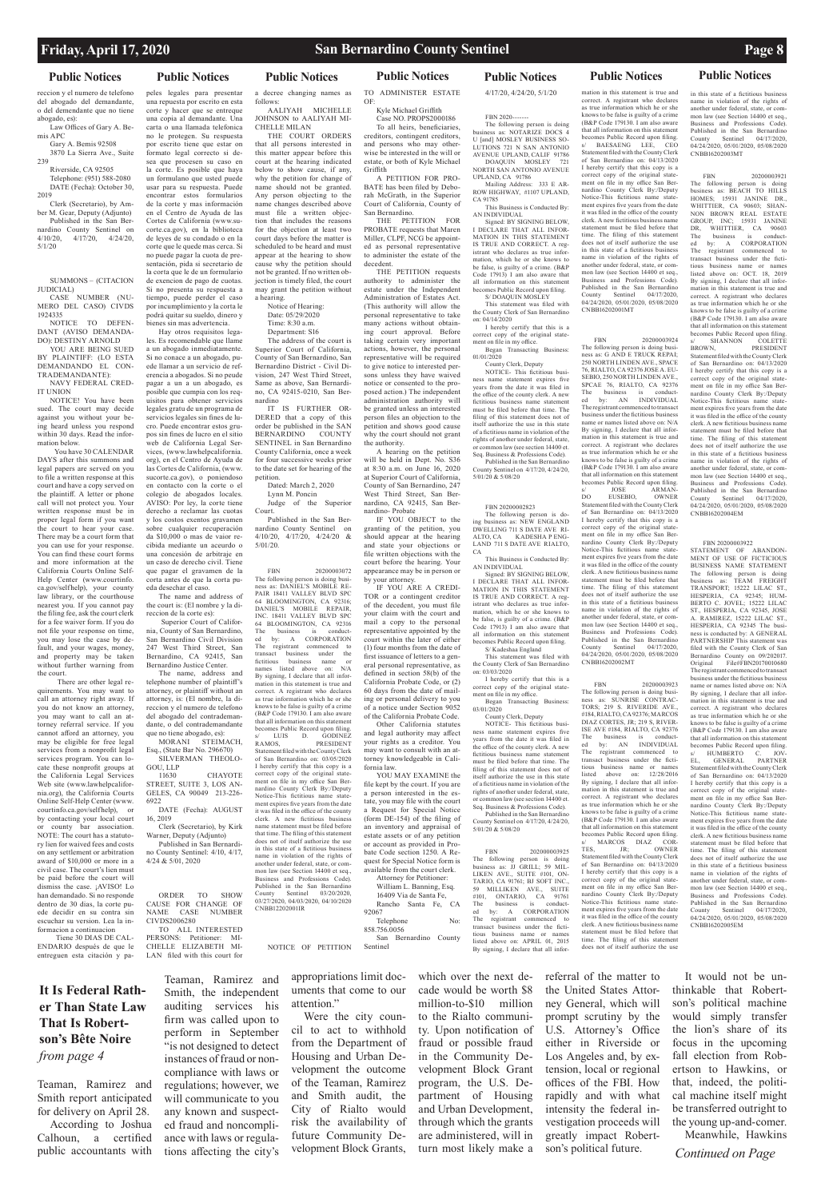## Public Notices

reccion y el numero de telefono del abogado del demandante, o del demandante que no tiene abogado, es):

Law Offices of Gary A. Bemis APC

Gary A. Bemis 92508

3870 La Sierra Ave., Suite 239

Riverside, CA 92505

Telephone: (951) 588-2080

DATE (Fecha): October 30, 2019

Clerk (Secretario), by Amber M. Gear, Deputy (Adjunto)

Published in the San Bernardino County Sentinel on 4/10/20, 4/17/20, 4/24/20, 5/1/20

SUMMONS – (CITACION JUDICIAL)

CASE NUMBER (NUMERO DEL CASO) CIVDS 1924335

NOTICE TO DEFENDANT (AVISO DEMANDADO): DESTINY ARNOLD

YOU ARE BEING SUED BY PLAINTIFF: (LO ESTA DEMANDANDO EL CONTRADEMANDANTE):

NAVY FEDERAL CREDIT UNION

NOTICE! You have been sued. The court may decide against you without your being heard unless you respond within 30 days. Read the information below.

You have 30 CALENDAR DAYS after this summons and legal papers are served on you to file a written response at this court and have a copy served on the plaintiff. A letter or phone call will not protect you. Your written response must be in proper legal form if you want the court to hear your case. There may be a court form that you can use for your response. You can find these court forms and more information at the California Courts Online Self-Help Center (www.courtinfo.ca.gov/selfhelp), your county law library, or the courthouse nearest you. If you cannot pay the filing fee, ask the court clerk for a fee waiver form. If you do not file your response on time, you may lose the case by default, and your wages, money, and property may be taken without further warning from the court.

There are other legal requirements. You may want to call an attorney right away. If you do not know an attorney, you may want to call an attorney referral service. If you cannot afford an attorney, you may be eligible for free legal services from a nonprofit legal services program. You can locate these nonprofit groups at the California Legal Services Web site (www.lawhelpcalifornia.org), the California Courts Online Self-Help Center (www.courtinfo.ca.gov/selfhelp), or by contacting your local court or county bar association. NOTE: The court has a statutory lien for waived fees and costs on any settlement or arbitration award of $10,000 or more in a civil case. The court's lien must be paid before the court will dismiss the case. ¡AVISO! Lo han demandado. Si no responde dentro de 30 dias, la corte puede decidir en su contra sin escuchar su version. Lea la informacion a continuacion

Tiene 30 DIAS DE CALENDARIO después de que le entreguen esta citación y papeles legales para presentar una repuesta por escrito en esta corte y hacer que se entregue una copia al demandante. Una carta o una llamada telefonica no le protegen. Su respuesta por escrito tiene que estar on formato legal correcto si desea que procesen su caso en la corte. Es posible que haya un formulario que usted puede usar para su respuesta. Puede encontrar estos formularios de la corte y más información en el Centro de Ayuda de las Cortes de California (www.sucorte.ca.gov), en la biblioteca de leyes de su condado o en la corte que le quede más cerca. Si no puede pagar la cuota de presentación, pida si secretario de la corta que le de un formulario de exencion de pago de cuotas. Si no presenta su respuesta a tiempo, puede perder el caso por incumplimiento y la corta le podrá quitar su sueldo, dinero y bienes sin mas advertencia.

Hay otros requisitos legales. Es recomendable que llame a un abogado inmediatamente. Si no conoce a un abogado, puede llamar a un servicio de referencia a abogados. Si no peude pagar a un a un abogado, es posible que cumpla con los requisitos para obtener servicios legales gratuitos de un programa de servicios legales sin fines de lucro. Puede encontrar estos grupos sin fines de lucro en el sitio web de California Legal Services, (www.lawhelpcalifornia.org), en el Centro de Ayuda de las Cortes de California, (www.sucorte.ca.gov), o poniendoso en contacto con la corte o el colegio de abogados locales. AVISO: Por ley, la corte tiene derecho a reclamar las cuotas y los costos exentos gravamen sobre cualquier recuperación da $10,000 o más de vaior recibida mediante un acuerdo o una concesión de arbitraje en un caso de derecho civil. Tiene que pagar el gravamen de la corta antes de que la corta pueda desechar el caso.

The name and address of the court is: (El nombre y la dirección de la corte es):

Superior Court of California, County of San Bernardino, San Bernardino Civil Division 247 West Third Street, San Bernardino, CA 92415, San Bernardino Justice Center.

The name, address and telephone number of plaintiff's attorney, or plaintiff without an attorney, is: (El nombre, la direccion y el numero de telefono del abogado del contrademandante, o del contrademandante que no tiene abogado, es):

MORANI STEIMACH, Esq., (State Bar No. 296670)

SILVERMAN THEOLOGOU, LLP

11630 CHAYOTE STREET, SUITE 3, LOS ANGELES, CA 90049 213-226-6922

DATE (Fecha): AUGUST 16, 2019

Clerk (Secretario), by Kirk Warner, Deputy (Adjunto)

Published in San Bernardino County Sentinel: 4/10, 4/17, 4/24 & 5/01, 2020

ORDER TO SHOW CAUSE FOR CHANGE OF NAME CASE NUMBER CIVDS2006280

TO ALL INTERESTED PERSONS: Petitioner: MICHELLE ELIZABETH MILAN filed with this court for a decree changing names as follows:

AALIYAH MICHELLE JOHNSON to AALIYAH MICHELLE MILAN

THE COURT ORDERS that all persons interested in this matter appear before this court at the hearing indicated below to show cause, if any, why the petition for change of name should not be granted. Any person objecting to the name changes described above must file a written objection that includes the reasons for the objection at least two court days before the matter is scheduled to be heard and must appear at the hearing to show cause why the petition should not be granted. If no written objection is timely filed, the court may grant the petition without a hearing.

Notice of Hearing:

Date: 05/29/2020

Time: 8:30 a.m.

Department: S16

The address of the court is Superior Court of California, County of San Bernardino, San Bernardino District - Civil Division, 247 West Third Street, Same as above, San Bernardino, CA 92415-0210, San Bernardino

IT IS FURTHER ORDERED that a copy of this order be published in the SAN BERNARDINO COUNTY SENTINEL in San Bernardino County California, once a week for four successive weeks prior to the date set for hearing of the petition.

Dated: March 2, 2020

Lynn M. Poncin

Judge of the Superior Court.

Published in the San Bernardino County Sentinel on 4/10/20, 4/17/20, 4/24/20 & 5/01/20.

FBN 20200003072

The following person is doing business as: DANIEL'S MOBILE REPAIR 18411 VALLEY BLVD SPC 64 BLOOMINGTON, CA 92316; DANIEL'S MOBILE REPAIR, INC. 18411 VALLEY BLVD SPC 64 BLOOMINGTON, CA 92316

The business is conducted by: A CORPORATION

The registrant commenced to transact business under the fictitious business name or names listed above on: N/A

By signing, I declare that all information in this statement is true and correct. A registrant who declares as true information which he or she knows to be false is guilty of a crime (B&P Code 179130. I am also aware that all information on this statement becomes Public Record upon filing.

s/ LUIS D. GODINEZ RAMOS, PRESIDENT

Statement filed with the County Clerk of San Bernardino on: 03/05/2020

I hereby certify that this copy is a correct copy of the original statement on file in my office San Bernardino County Clerk By:/Deputy

Notice-This fictitious name statement expires five years from the date it was filed in the office of the county clerk. A new fictitious business name statement must be filed before that time. The filing of this statement does not of itself authorize the use in this state of a fictitious business name in violation of the rights of another under federal, state, or common law (see Section 14400 et seq., Business and Professions Code). Published in the San Bernardino County Sentinel 03/20/2020, 03/27/2020, 04/03/2020, 04/10/2020 CNBB12202001IR

NOTICE OF PETITION TO ADMINISTER ESTATE OF:

Kyle Michael Griffith

Case NO. PROPS2000186

To all heirs, beneficiaries, creditors, contingent creditors, and persons who may otherwise be interested in the will or estate, or both of Kyle Michael Griffith

A PETITION FOR PROBATE has been filed by Deborah McGrath, in the Superior Court of California, County of San Bernardino.

THE PETITION FOR PROBATE requests that Maren Miller, CLPF, NCG be appointed as personal representative to administer the estate of the decedent.

THE PETITION requests authority to administer the estate under the Independent Administration of Estates Act. (This authority will allow the personal representative to take many actions without obtaining court approval. Before taking certain very important actions, however, the personal representative will be required to give notice to interested persons unless they have waived notice or consented to the proposed action.) The independent administration authority will be granted unless an interested person files an objection to the petition and shows good cause why the court should not grant the authority.

A hearing on the petition will be held in Dept. No. S36 at 8:30 a.m. on June 16, 2020 at Superior Court of California, County of San Bernardino, 247 West Third Street, San Bernardino, CA 92415, San Bernardino- Probate

IF YOU OBJECT to the granting of the petition, you should appear at the hearing and state your objections or file written objections with the court before the hearing. Your appearance may be in person or by your attorney.

IF YOU ARE A CREDITOR or a contingent creditor of the decedent, you must file your claim with the court and mail a copy to the personal representative appointed by the court within the later of either (1) four months from the date of first issuance of letters to a general personal representative, as defined in section 58(b) of the California Probate Code, or (2) 60 days from the date of mailing or personal delivery to you of a notice under Section 9052 of the California Probate Code.

Other California statutes and legal authority may affect your rights as a creditor. You may want to consult with an attorney knowledgeable in California law.

YOU MAY EXAMINE the file kept by the court. If you are a person interested in the estate, you may file with the court a Request for Special Notice (form DE-154) of the filing of an inventory and appraisal of estate assets or of any petition or account as provided in Probate Code section 1250. A Request for Special Notice form is available from the court clerk.

Attorney for Petitioner:

William L. Banning, Esq.

16409 Via de Santa Fe,

Rancho Santa Fe, CA 92067

Telephone No: 858.756.0056

San Bernardino County Sentinel

4/17/20, 4/24/20, 5/1/20

FBN 2020-------

The following person is doing business as: NOTARIZE DOCS 4 U [and] MOSLEY BUSINESS SOLUTIONS 721 N SAN ANTONIO AVENUE UPLAND, CALIF 91786 DOAQUIN MOSLEY 721 NORTH SAN ANTONIO AVENUE UPLAND, CA 91786

Mailing Address: 333 E ARROW HIGHWAY, #1107 UPLAND, CA 91785

This Business is Conducted By: AN INDIVIDUAL

Signed: BY SIGNING BELOW, I DECLARE THAT ALL INFORMATION IN THIS STATEMENT IS TRUE AND CORRECT. A registrant who declares as true information, which he or she knows to be false, is guilty of a crime. (B&P Code 17913) I am also aware that all information on this statement becomes Public Record upon filing.

S/ DOAQUIN MOSLEY

This statement was filed with the County Clerk of San Bernardino on: 04/14/2020

I hereby certify that this is a correct copy of the original statement on file in my office.

Began Transacting Business: 01/01/2020

County Clerk, Deputy

NOTICE- This fictitious business name statement expires five years from the date it was filed in the office of the county clerk. A new fictitious business name statement must be filed before that time. The filing of this statement does not of itself authorize the use in this state of a fictitious business name in violation of the rights of another under federal, state, or common law (see section 14400 et. Seq. Business & Professions Code).

Published in the San Bernardino County Sentinel on 4/17/20, 4/24/20, 5/01/20 & 5/08/20

FBN 20200002823

The following person is doing business as: NEW ENGLAND DWELLING 711 S DATE AVE RIALTO, CA KADESHA P ENGLAND 711 S DATE AVE RIALTO, CA

This Business is Conducted By: AN INDIVIDUAL

Signed: BY SIGNING BELOW, I DECLARE THAT ALL INFORMATION IN THIS STATEMENT IS TRUE AND CORRECT. A registrant who declares as true information, which he or she knows to be false, is guilty of a crime. (B&P Code 17913) I am also aware that all information on this statement becomes Public Record upon filing.

S/ Kadeshaa England

This statement was filed with the County Clerk of San Bernardino on: 03/03/2020

I hereby certify that this is a correct copy of the original statement on file in my office.

Began Transacting Business: 03/01/2020

County Clerk, Deputy

NOTICE- This fictitious business name statement expires five years from the date it was filed in the office of the county clerk. A new fictitious business name statement must be filed before that time. The filing of this statement does not of itself authorize the use in this state of a fictitious business name in violation of the rights of another under federal, state, or common law (see section 14400 et. Seq. Business & Professions Code).

Published in the San Bernardino County Sentinel on 4/17/20, 4/24/20, 5/01/20 & 5/08/20

FBN 20200003925

The following person is doing business as: JJ GRILL; 59 MILLIKEN AVE., SUITE #101, ONTARIO, CA 91761; BJ SOFT INC., 59 MILLIKEN AVE., SUITE #101, ONTARIO, CA 91761

The business is conducted by: A CORPORATION

The registrant commenced to transact business under the fictitious business name or names listed above on: APRIL 01, 2015

By signing, I declare that all information in this statement is true and correct. A registrant who declares as true information which he or she knows to be false is guilty of a crime (B&P Code 179130. I am also aware that all information on this statement becomes Public Record upon filing.

s/ BAESAENG LEE, CEO

Statement filed with the County Clerk of San Bernardino on: 04/13/2020

I hereby certify that this copy is a correct copy of the original statement on file in my office San Bernardino County Clerk By:/Deputy

Notice-This fictitious name statement expires five years from the date it was filed in the office of the county clerk. A new fictitious business name statement must be filed before that time. The filing of this statement does not of itself authorize the use in this state of a fictitious business name in violation of the rights of another under federal, state, or common law (see Section 14400 et seq., Business and Professions Code). Published in the San Bernardino County Sentinel 04/17/2020, 04/24/2020, 05/01/2020, 05/08/2020 CNBB16202001MT

FBN 20200003924

The following person is doing business as: G AND E TRUCK REPAI; 250 NORTH LINDEN AVE., SPACE 76, RIALTO, CA 92376 JOSE A. EUSEBIO, 250 NORTH LINDEN AVE., SPCAE 76, RIALTO, CA 92376

The business is conducted by: AN INDIVIDUAL

The registrant commenced to transact business under the fictitious business name or names listed above on: N/A

By signing, I declare that all information in this statement is true and correct. A registrant who declares as true information which he or she knows to be false is guilty of a crime (B&P Code 179130. I am also aware that all information on this statement becomes Public Record upon filing.

s/ JOSE ARMANDO EUSEBIO, OWNER

Statement filed with the County Clerk of San Bernardino on: 04/13/2020

I hereby certify that this copy is a correct copy of the original statement on file in my office San Bernardino County Clerk By:/Deputy

Notice-This fictitious name statement expires five years from the date it was filed in the office of the county clerk. A new fictitious business name statement must be filed before that time. The filing of this statement does not of itself authorize the use in this state of a fictitious business name in violation of the rights of another under federal, state, or common law (see Section 14400 et seq., Business and Professions Code). Published in the San Bernardino County Sentinel 04/17/2020, 04/24/2020, 05/01/2020, 05/08/2020 CNBB16202002MT

FBN 20200003923

The following person is doing business as: SUNRISE CONTRACTORS; 219 S. RIVERIDE AVE., #184, RIALTO, CA 92376 MARCOS DIAZ CORTES, JR; 219 S, RIVERISE AVE #184, RIALTO, CA 92376

The business is conducted by: AN INDIVIDUAL

The registrant commenced to transact business under the fictitious business name or names listed above on: 12/28/2016

By signing, I declare that all information in this statement is true and correct. A registrant who declares as true information which he or she knows to be false is guilty of a crime (B&P Code 179130. I am also aware that all information on this statement becomes Public Record upon filing.

s/ MARCOS DIAZ CORTES, JR; OWNER

Statement filed with the County Clerk of San Bernardino on: 04/13/2020

I hereby certify that this copy is a correct copy of the original statement on file in my office San Bernardino County Clerk By:/Deputy

Notice-This fictitious name statement expires five years from the date it was filed in the office of the county clerk. A new fictitious business name statement must be filed before that time. The filing of this statement does not of itself authorize the use in this state of a fictitious business name in violation of the rights of another under federal, state, or common law (see Section 14400 et seq., Business and Professions Code). Published in the San Bernardino County Sentinel 04/17/2020, 04/24/2020, 05/01/2020, 05/08/2020 CNBB16202003MT

FBN 20200003921

The following person is doing business as: BEACH TO HILLS HOMES; 15931 JANINE DR., WHITTIER, CA 90603; SHANNON BROWN REAL ESTATE GROUP, INC; 15931 JANINE DR, WHITTIER, CA 90603

The business is conducted by: A CORPORATION

The registrant commenced to transact business under the fictitious business name or names listed above on: OCT. 18, 2019

By signing, I declare that all information in this statement is true and correct. A registrant who declares as true information which he or she knows to be false is guilty of a crime (B&P Code 179130. I am also aware that all information on this statement becomes Public Record upon filing.

s/ SHANNON COLETTE BROWN, PRESIDENT

Statement filed with the County Clerk of San Bernardino on: 04/13/2020

I hereby certify that this copy is a correct copy of the original statement on file in my office San Bernardino County Clerk By:/Deputy

Notice-This fictitious name statement expires five years from the date it was filed in the office of the county clerk. A new fictitious business name statement must be filed before that time. The filing of this statement does not of itself authorize the use in this state of a fictitious business name in violation of the rights of another under federal, state, or common law (see Section 14400 et seq., Business and Professions Code). Published in the San Bernardino County Sentinel 04/17/2020, 04/24/2020, 05/01/2020, 05/08/2020 CNBB16202004EM

FBN 20200003922

STATEMENT OF ABANDONMENT OF USE OF FICTICIOUS BUSINESS NAME STATEMENT

The following person is doing business as: TEAM FREIGHT TRANSPORT; 15222 LILAC ST., HESPERIA, CA 92345; HUMBERTO C. JOVEL; 15222 LILAC ST., HESPERIA, CA 92345, JOSE A. RAMIREZ, 15222 LILAC ST., HESPERIA, CA 92345

The business is conducted by: A GENERAL PARTNERSHIP

This statement was filed with the County Clerk of San Bernardino County on 09/20/2017. Original File#FBN20170010680

The registrant commenced to transact business under the fictitious business name or names listed above on: N/A

By signing, I declare that all information in this statement is true and correct. A registrant who declares as true information which he or she knows to be false is guilty of a crime (B&P Code 179130. I am also aware that all information on this statement becomes Public Record upon filing.

s/ HUMBERTO C. JOVEL, GENERAL PARTNER

Statement filed with the County Clerk of San Bernardino on: 04/13/2020

I hereby certify that this copy is a correct copy of the original statement on file in my office San Bernardino County Clerk By:/Deputy

Notice-This fictitious name statement expires five years from the date it was filed in the office of the county clerk. A new fictitious business name statement must be filed before that time. The filing of this statement does not of itself authorize the use in this state of a fictitious business name in violation of the rights of another under federal, state, or common law (see Section 14400 et seq., Business and Professions Code). Published in the San Bernardino County Sentinel 04/17/2020, 04/24/2020, 05/01/2020, 05/08/2020 CNBB16202005EM

## It Is Federal Rather Than State Law That Is Robertson's Bête Noire

*from page 4*

Teaman, Ramirez and Smith report anticipated for delivery on April 28.

According to Joshua Calhoun, a certified public accountants with Teaman, Ramirez and Smith, the independent auditing services his firm was called upon to perform in September "is not designed to detect instances of fraud or noncompliance with laws or regulations; however, we will communicate to you any known and suspected fraud and noncompliance with laws or regulations affecting the city's appropriations limit documents that come to our attention."

Were the city council to act to withhold from the Department of Housing and Urban Development the outcome of the Teaman, Ramirez and Smith audit, the City of Rialto would risk the availability of future Community Development Block Grants, which over the next decade would be worth $8 million-to-$10 million to the Rialto community. Upon notification of fraud or possible fraud in the Community Development Block Grant program, the U.S. Department of Housing and Urban Development, through which the grants are administered, will in turn most likely make a referral of the matter to the United States Attorney General, which will prompt scrutiny by the U.S. Attorney's Office either in Riverside or Los Angeles and, by extension, local or regional offices of the FBI. How rapidly and with what intensity the federal investigation proceeds will greatly impact Robertson's political future.

It would not be unthinkable that Robertson's political machine would simply transfer the lion's share of its focus in the upcoming fall election from Robertson to Hawkins, or that, indeed, the political machine itself might be transferred outright to the young up-and-comer.

Meanwhile, Hawkins

*Continued on Page*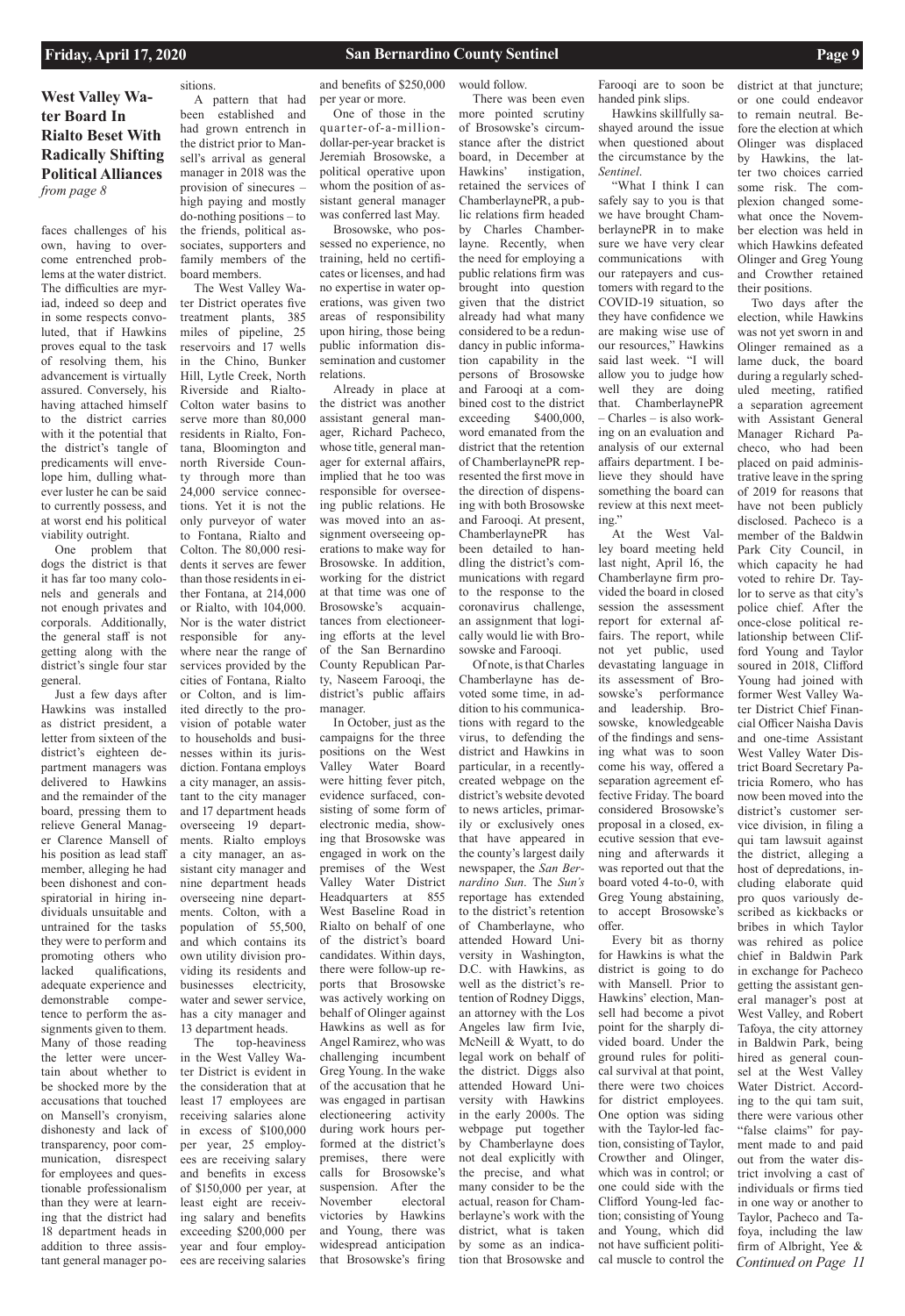## West Valley Water Board In Rialto Beset With Radically Shifting Political Alliances

*from page 8*

faces challenges of his own, having to overcome entrenched problems at the water district. The difficulties are myriad, indeed so deep and in some respects convoluted, that if Hawkins proves equal to the task of resolving them, his advancement is virtually assured. Conversely, his having attached himself to the district carries with it the potential that the district's tangle of predicaments will envelope him, dulling whatever luster he can be said to currently possess, and at worst end his political viability outright.

One problem that dogs the district is that it has far too many colonels and generals and not enough privates and corporals. Additionally, the general staff is not getting along with the district's single four star general.

Just a few days after Hawkins was installed as district president, a letter from sixteen of the district's eighteen department managers was delivered to Hawkins and the remainder of the board, pressing them to relieve General Manager Clarence Mansell of his position as lead staff member, alleging he had been dishonest and conspiratorial in hiring individuals unsuitable and untrained for the tasks they were to perform and promoting others who lacked qualifications, adequate experience and demonstrable competence to perform the assignments given to them. Many of those reading the letter were uncertain about whether to be shocked more by the accusations that touched on Mansell's cronyism, dishonesty and lack of transparency, poor communication, disrespect for employees and questionable professionalism than they were at learning that the district had 18 department heads in addition to three assistant general manager positions.

A pattern that had been established and had grown entrench in the district prior to Mansell's arrival as general manager in 2018 was the provision of sinecures – high paying and mostly do-nothing positions – to the friends, political associates, supporters and family members of the board members.

The West Valley Water District operates five treatment plants, 385 miles of pipeline, 25 reservoirs and 17 wells in the Chino, Bunker Hill, Lytle Creek, North Riverside and Rialto-Colton water basins to serve more than 80,000 residents in Rialto, Fontana, Bloomington and north Riverside County through more than 24,000 service connections. Yet it is not the only purveyor of water to Fontana, Rialto and Colton. The 80,000 residents it serves are fewer than those residents in either Fontana, at 214,000 or Rialto, with 104,000. Nor is the water district responsible for anywhere near the range of services provided by the cities of Fontana, Rialto or Colton, and is limited directly to the provision of potable water to households and businesses within its jurisdiction. Fontana employs a city manager, an assistant to the city manager and 17 department heads overseeing 19 departments. Rialto employs a city manager, an assistant city manager and nine department heads overseeing nine departments. Colton, with a population of 55,500, and which contains its own utility division providing its residents and businesses electricity, water and sewer service, has a city manager and 13 department heads.

The top-heaviness in the West Valley Water District is evident in the consideration that at least 17 employees are receiving salaries alone in excess of $100,000 per year, 25 employees are receiving salary and benefits in excess of $150,000 per year, at least eight are receiving salary and benefits exceeding $200,000 per year and four employees are receiving salaries and benefits of $250,000 per year or more.

One of those in the quarter-of-a-million-dollar-per-year bracket is Jeremiah Brosowske, a political operative upon whom the position of assistant general manager was conferred last May.

Brosowske, who possessed no experience, no training, held no certificates or licenses, and had no expertise in water operations, was given two areas of responsibility upon hiring, those being public information dissemination and customer relations.

Already in place at the district was another assistant general manager, Richard Pacheco, whose title, general manager for external affairs, implied that he too was responsible for overseeing public relations. He was moved into an assignment overseeing operations to make way for Brosowske. In addition, working for the district at that time was one of Brosowske's acquaintances from electioneering efforts at the level of the San Bernardino County Republican Party, Naseem Farooqi, the district's public affairs manager.

In October, just as the campaigns for the three positions on the West Valley Water Board were hitting fever pitch, evidence surfaced, consisting of some form of electronic media, showing that Brosowske was engaged in work on the premises of the West Valley Water District Headquarters at 855 West Baseline Road in Rialto on behalf of one of the district's board candidates. Within days, there were follow-up reports that Brosowske was actively working on behalf of Olinger against Hawkins as well as for Angel Ramirez, who was challenging incumbent Greg Young. In the wake of the accusation that he was engaged in partisan electioneering activity during work hours performed at the district's premises, there were calls for Brosowske's suspension. After the November electoral victories by Hawkins and Young, there was widespread anticipation that Brosowske's firing would follow.

There was been even more pointed scrutiny of Brosowske's circumstance after the district board, in December at Hawkins' instigation, retained the services of ChamberlaynePR, a public relations firm headed by Charles Chamberlayne. Recently, when the need for employing a public relations firm was brought into question given that the district already had what many considered to be a redundancy in public information capability in the persons of Brosowske and Farooqi at a combined cost to the district exceeding $400,000, word emanated from the district that the retention of ChamberlaynePR represented the first move in the direction of dispensing with both Brosowske and Farooqi. At present, ChamberlaynePR has been detailed to handling the district's communications with regard to the response to the coronavirus challenge, an assignment that logically would lie with Brosowske and Farooqi.

Of note, is that Charles Chamberlayne has devoted some time, in addition to his communications with regard to the virus, to defending the district and Hawkins in particular, in a recently-created webpage on the district's website devoted to news articles, primarily or exclusively ones that have appeared in the county's largest daily newspaper, the *San Bernardino Sun*. The *Sun's* reportage has extended to the district's retention of Chamberlayne, who attended Howard University in Washington, D.C. with Hawkins, as well as the district's retention of Rodney Diggs, an attorney with the Los Angeles law firm Ivie, McNeill & Wyatt, to do legal work on behalf of the district. Diggs also attended Howard University with Hawkins in the early 2000s. The webpage put together by Chamberlayne does not deal explicitly with the precise, and what many consider to be the actual, reason for Chamberlayne's work with the district, what is taken by some as an indication that Brosowske and Farooqi are to soon be handed pink slips.

Hawkins skillfully sashayed around the issue when questioned about the circumstance by the *Sentinel*.

"What I think I can safely say to you is that we have brought ChamberlaynePR in to make sure we have very clear communications with our ratepayers and customers with regard to the COVID-19 situation, so they have confidence we are making wise use of our resources," Hawkins said last week. "I will allow you to judge how well they are doing that. ChamberlaynePR – Charles – is also working on an evaluation and analysis of our external affairs department. I believe they should have something the board can review at this next meeting."

At the West Valley board meeting held last night, April 16, the Chamberlayne firm provided the board in closed session the assessment report for external affairs. The report, while not yet public, used devastating language in its assessment of Brosowske's performance and leadership. Brosowske, knowledgeable of the findings and sensing what was to soon come his way, offered a separation agreement effective Friday. The board considered Brosowske's proposal in a closed, executive session that evening and afterwards it was reported out that the board voted 4-to-0, with Greg Young abstaining, to accept Brosowske's offer.

Every bit as thorny for Hawkins is what the district is going to do with Mansell. Prior to Hawkins' election, Mansell had become a pivot point for the sharply divided board. Under the ground rules for political survival at that point, there were two choices for district employees. One option was siding with the Taylor-led faction, consisting of Taylor, Crowther and Olinger, which was in control; or one could side with the Clifford Young-led faction; consisting of Young and Young, which did not have sufficient political muscle to control the district at that juncture; or one could endeavor to remain neutral. Before the election at which Olinger was displaced by Hawkins, the latter two choices carried some risk. The complexion changed somewhat once the November election was held in which Hawkins defeated Olinger and Greg Young and Crowther retained their positions.

Two days after the election, while Hawkins was not yet sworn in and Olinger remained as a lame duck, the board during a regularly scheduled meeting, ratified a separation agreement with Assistant General Manager Richard Pacheco, who had been placed on paid administrative leave in the spring of 2019 for reasons that have not been publicly disclosed. Pacheco is a member of the Baldwin Park City Council, in which capacity he had voted to rehire Dr. Taylor to serve as that city's police chief. After the once-close political relationship between Clifford Young and Taylor soured in 2018, Clifford Young had joined with former West Valley Water District Chief Financial Officer Naisha Davis and one-time Assistant West Valley Water District Board Secretary Patricia Romero, who has now been moved into the district's customer service division, in filing a qui tam lawsuit against the district, alleging a host of depredations, including elaborate quid pro quos variously described as kickbacks or bribes in which Taylor was rehired as police chief in Baldwin Park in exchange for Pacheco getting the assistant general manager's post at West Valley, and Robert Tafoya, the city attorney in Baldwin Park, being hired as general counsel at the West Valley Water District. According to the qui tam suit, there were various other "false claims" for payment made to and paid out from the water district involving a cast of individuals or firms tied in one way or another to Taylor, Pacheco and Tafoya, including the law firm of Albright, Yee &

*Continued on Page 11*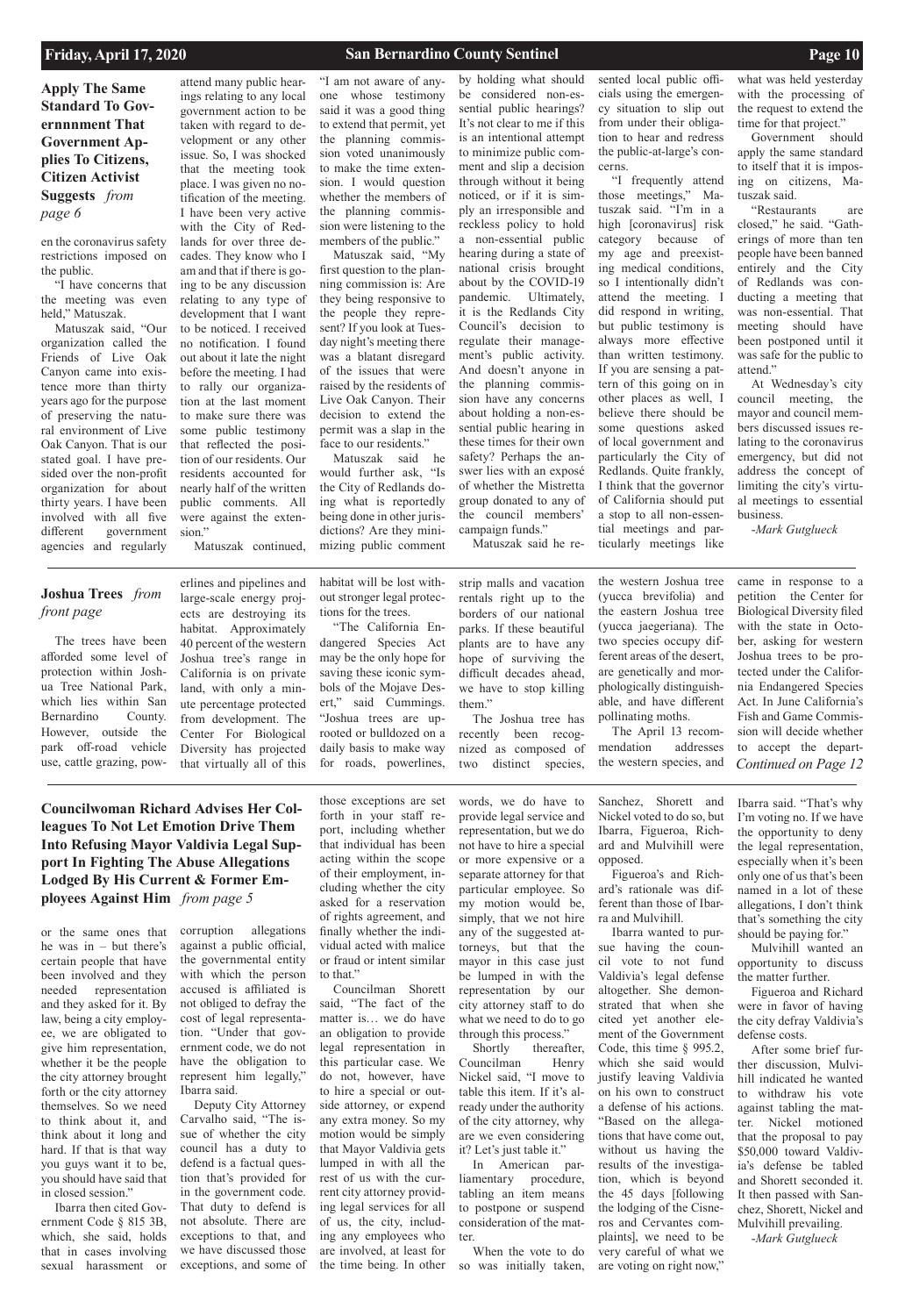## Apply The Same Standard To Gov-ernnnment That Government Applies To Citizens, Citizen Activist Suggests *from page 6*

en the coronavirus safety restrictions imposed on the public.

"I have concerns that the meeting was even held," Matuszak.

Matuszak said, "Our organization called the Friends of Live Oak Canyon came into existence more than thirty years ago for the purpose of preserving the natural environment of Live Oak Canyon. That is our stated goal. I have presided over the non-profit organization for about thirty years. I have been involved with all five different government agencies and regularly attend many public hearings relating to any local government action to be taken with regard to development or any other issue. So, I was shocked that the meeting took place. I was given no notification of the meeting. I have been very active with the City of Redlands for over three decades. They know who I am and that if there is going to be any discussion relating to any type of development that I want to be noticed. I received no notification. I found out about it late the night before the meeting. I had to rally our organization at the last moment to make sure there was some public testimony that reflected the position of our residents. Our residents accounted for nearly half of the written public comments. All were against the extension."

Matuszak continued, "I am not aware of anyone whose testimony said it was a good thing to extend that permit, yet the planning commission voted unanimously to make the time extension. I would question whether the members of the planning commission were listening to the members of the public."

Matuszak said, "My first question to the planning commission is: Are they being responsive to the people they represent? If you look at Tuesday night's meeting there was a blatant disregard of the issues that were raised by the residents of Live Oak Canyon. Their decision to extend the permit was a slap in the face to our residents."

Matuszak said he would further ask, "Is the City of Redlands doing what is reportedly being done in other jurisdictions? Are they minimizing public comment by holding what should be considered non-essential public hearings? It's not clear to me if this is an intentional attempt to minimize public comment and slip a decision through without it being noticed, or if it is simply an irresponsible and reckless policy to hold a non-essential public hearing during a state of national crisis brought about by the COVID-19 pandemic. Ultimately, it is the Redlands City Council's decision to regulate their management's public activity. And doesn't anyone in the planning commission have any concerns about holding a non-essential public hearing in these times for their own safety? Perhaps the answer lies with an exposé of whether the Mistretta group donated to any of the council members' campaign funds."

Matuszak said he resented local public officials using the emergency situation to slip out from under their obligation to hear and redress the public-at-large's concerns.

"I frequently attend those meetings," Matuszak said. "I'm in a high [coronavirus] risk category because of my age and preexisting medical conditions, so I intentionally didn't attend the meeting. I did respond in writing, but public testimony is always more effective than written testimony. If you are sensing a pattern of this going on in other places as well, I believe there should be some questions asked of local government and particularly the City of Redlands. Quite frankly, I think that the governor of California should put a stop to all non-essential meetings and particularly meetings like what was held yesterday with the processing of the request to extend the time for that project."

Government should apply the same standard to itself that it is imposing on citizens, Matuszak said.

"Restaurants are closed," he said. "Gatherings of more than ten people have been banned entirely and the City of Redlands was conducting a meeting that was non-essential. That meeting should have been postponed until it was safe for the public to attend."

At Wednesday's city council meeting, the mayor and council members discussed issues relating to the coronavirus emergency, but did not address the concept of limiting the city's virtual meetings to essential business.

*-Mark Gutglueck*

---

## Joshua Trees *from front page*

The trees have been afforded some level of protection within Joshua Tree National Park, which lies within San Bernardino County. However, outside the park off-road vehicle use, cattle grazing, powerlines and pipelines and large-scale energy projects are destroying its habitat. Approximately 40 percent of the western Joshua tree's range in California is on private land, with only a minute percentage protected from development. The Center For Biological Diversity has projected that virtually all of this habitat will be lost without stronger legal protections for the trees.

"The California Endangered Species Act may be the only hope for saving these iconic symbols of the Mojave Desert," said Cummings. "Joshua trees are uprooted or bulldozed on a daily basis to make way for roads, powerlines, strip malls and vacation rentals right up to the borders of our national parks. If these beautiful plants are to have any hope of surviving the difficult decades ahead, we have to stop killing them."

The Joshua tree has recently been recognized as composed of two distinct species, the western Joshua tree (yucca brevifolia) and the eastern Joshua tree (yucca jaegeriana). The two species occupy different areas of the desert, are genetically and morphologically distinguishable, and have different pollinating moths.

The April 13 recommendation addresses the western species, and came in response to a petition the Center for Biological Diversity filed with the state in October, asking for western Joshua trees to be protected under the California Endangered Species Act. In June California's Fish and Game Commission will decide whether to accept the depart- *Continued on Page 12*

---

## Councilwoman Richard Advises Her Colleagues To Not Let Emotion Drive Them Into Refusing Mayor Valdivia Legal Support In Fighting The Abuse Allegations Lodged By His Current & Former Employees Against Him *from page 5*

or the same ones that he was in – but there's certain people that have been involved and they needed representation and they asked for it. By law, being a city employee, we are obligated to give him representation, whether it be the people the city attorney brought forth or the city attorney themselves. So we need to think about it, and think about it long and hard. If that is that way you guys want it to be, you should have said that in closed session."

Ibarra then cited Government Code § 815 3B, which, she said, holds that in cases involving sexual harassment or corruption allegations against a public official, the governmental entity with which the person accused is affiliated is not obliged to defray the cost of legal representation. "Under that government code, we do not have the obligation to represent him legally," Ibarra said.

Deputy City Attorney Carvalho said, "The issue of whether the city council has a duty to defend is a factual question that's provided for in the government code. That duty to defend is not absolute. There are exceptions to that, and we have discussed those exceptions, and some of those exceptions are set forth in your staff report, including whether that individual has been acting within the scope of their employment, including whether the city asked for a reservation of rights agreement, and finally whether the individual acted with malice or fraud or intent similar to that."

Councilman Shorett said, "The fact of the matter is… we do have an obligation to provide legal representation in this particular case. We do not, however, have to hire a special or outside attorney, or expend any extra money. So my motion would be simply that Mayor Valdivia gets lumped in with all the rest of us with the current city attorney providing legal services for all of us, the city, including any employees who are involved, at least for the time being. In other words, we do have to provide legal service and representation, but we do not have to hire a special or more expensive or a separate attorney for that particular employee. So my motion would be, simply, that we not hire any of the suggested attorneys, but that the mayor in this case just be lumped in with the representation by our city attorney staff to do what we need to do to go through this process."

Shortly thereafter, Councilman Henry Nickel said, "I move to table this item. If it's already under the authority of the city attorney, why are we even considering it? Let's just table it."

In American parliamentary procedure, tabling an item means to postpone or suspend consideration of the matter.

When the vote to do so was initially taken, Sanchez, Shorett and Nickel voted to do so, but Ibarra, Figueroa, Richard and Mulvihill were opposed.

Figueroa's and Richard's rationale was different than those of Ibarra and Mulvihill.

Ibarra wanted to pursue having the council vote to not fund Valdivia's legal defense altogether. She demonstrated that when she cited yet another element of the Government Code, this time § 995.2, which she said would justify leaving Valdivia on his own to construct a defense of his actions. "Based on the allegations that have come out, without us having the results of the investigation, which is beyond the 45 days [following the lodging of the Cisneros and Cervantes complaints], we need to be very careful of what we are voting on right now," Ibarra said. "That's why I'm voting no. If we have the opportunity to deny the legal representation, especially when it's been only one of us that's been named in a lot of these allegations, I don't think that's something the city should be paying for."

Mulvihill wanted an opportunity to discuss the matter further.

Figueroa and Richard were in favor of having the city defray Valdivia's defense costs.

After some brief further discussion, Mulvihill indicated he wanted to withdraw his vote against tabling the matter. Nickel motioned that the proposal to pay $50,000 toward Valdivia's defense be tabled and Shorett seconded it. It then passed with Sanchez, Shorett, Nickel and Mulvihill prevailing.

*-Mark Gutglueck*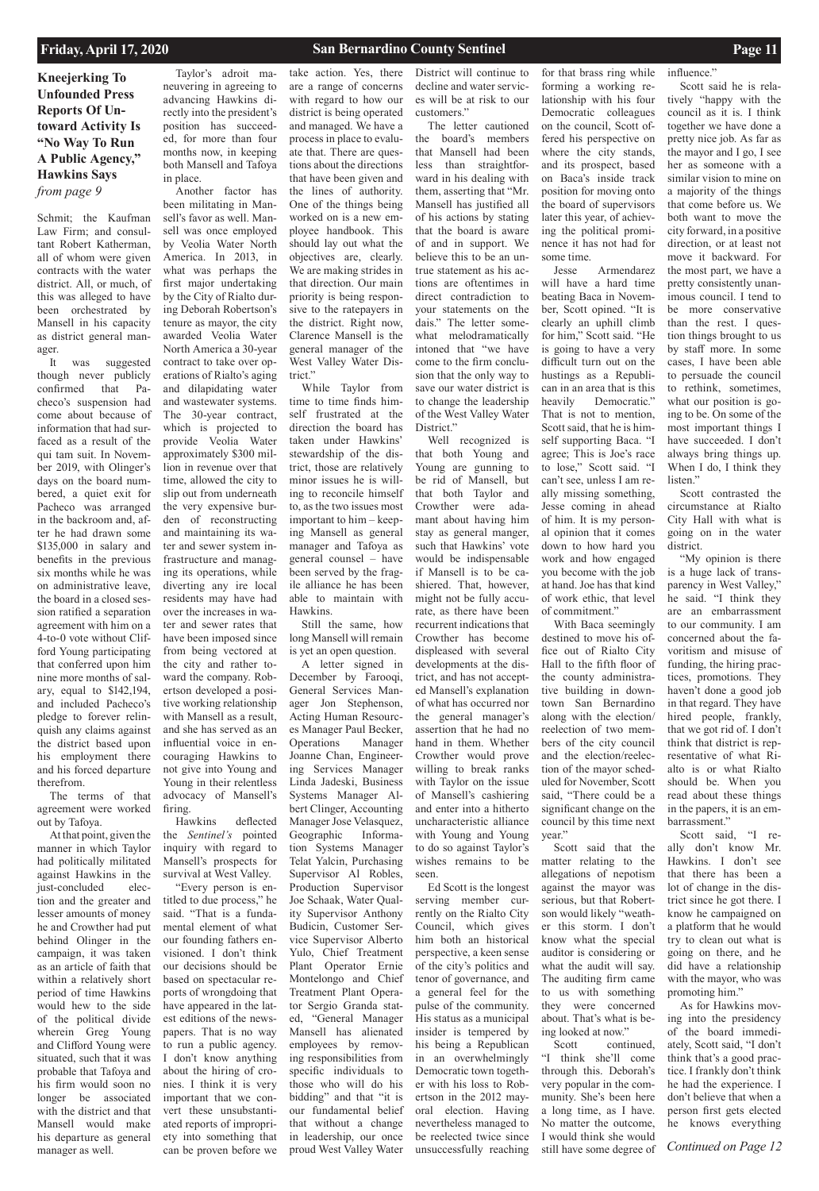## Kneejerking To Unfounded Press Reports Of Untoward Activity Is "No Way To Run A Public Agency," Hawkins Says

*from page 9*

Schmit; the Kaufman Law Firm; and consultant Robert Katherman, all of whom were given contracts with the water district. All, or much, of this was alleged to have been orchestrated by Mansell in his capacity as district general manager.

It was suggested though never publicly confirmed that Pacheco's suspension had come about because of information that had surfaced as a result of the qui tam suit. In November 2019, with Olinger's days on the board numbered, a quiet exit for Pacheco was arranged in the backroom and, after he had drawn some $135,000 in salary and benefits in the previous six months while he was on administrative leave, the board in a closed session ratified a separation agreement with him on a 4-to-0 vote without Clifford Young participating that conferred upon him nine more months of salary, equal to $142,194, and included Pacheco's pledge to forever relinquish any claims against the district based upon his employment there and his forced departure therefrom.

The terms of that agreement were worked out by Tafoya.

At that point, given the manner in which Taylor had politically militated against Hawkins in the just-concluded election and the greater and lesser amounts of money he and Crowther had put behind Olinger in the campaign, it was taken as an article of faith that within a relatively short period of time Hawkins would hew to the side of the political divide wherein Greg Young and Clifford Young were situated, such that it was probable that Tafoya and his firm would soon no longer be associated with the district and that Mansell would make his departure as general manager as well.

Taylor's adroit maneuvering in agreeing to advancing Hawkins directly into the president's position has succeeded, for more than four months now, in keeping both Mansell and Tafoya in place.

Another factor has been militating in Mansell's favor as well. Mansell was once employed by Veolia Water North America. In 2013, in what was perhaps the first major undertaking by the City of Rialto during Deborah Robertson's tenure as mayor, the city awarded Veolia Water North America a 30-year contract to take over operations of Rialto's aging and dilapidating water and wastewater systems. The 30-year contract, which is projected to provide Veolia Water approximately $300 million in revenue over that time, allowed the city to slip out from underneath the very expensive burden of reconstructing and maintaining its water and sewer system infrastructure and managing its operations, while diverting any ire local residents may have had over the increases in water and sewer rates that have been imposed since from being vectored at the city and rather toward the company. Robertson developed a positive working relationship with Mansell as a result, and she has served as an influential voice in encouraging Hawkins to not give into Young and Young in their relentless advocacy of Mansell's firing.

Hawkins deflected the *Sentinel's* pointed inquiry with regard to Mansell's prospects for survival at West Valley.

"Every person is entitled to due process," he said. "That is a fundamental element of what our founding fathers envisioned. I don't think our decisions should be based on spectacular reports of wrongdoing that have appeared in the latest editions of the newspapers. That is no way to run a public agency. I don't know anything about the hiring of cronies. I think it is very important that we convert these unsubstantiated reports of impropriety into something that can be proven before we take action. Yes, there are a range of concerns with regard to how our district is being operated and managed. We have a process in place to evaluate that. There are questions about the directions that have been given and the lines of authority. One of the things being worked on is a new employee handbook. This should lay out what the objectives are, clearly. We are making strides in that direction. Our main priority is being responsive to the ratepayers in the district. Right now, Clarence Mansell is the general manager of the West Valley Water District."

While Taylor from time to time finds himself frustrated at the direction the board has taken under Hawkins' stewardship of the district, those are relatively minor issues he is willing to reconcile himself to, as the two issues most important to him – keeping Mansell as general manager and Tafoya as general counsel – have been served by the fragile alliance he has been able to maintain with Hawkins.

Still the same, how long Mansell will remain is yet an open question.

A letter signed in December by Farooqi, General Services Manager Jon Stephenson, Acting Human Resources Manager Paul Becker, Operations Manager Joanne Chan, Engineering Services Manager Linda Jadeski, Business Systems Manager Albert Clinger, Accounting Manager Jose Velasquez, Geographic Information Systems Manager Telat Yalcin, Purchasing Supervisor Al Robles, Production Supervisor Joe Schaak, Water Quality Supervisor Anthony Budicin, Customer Service Supervisor Alberto Yulo, Chief Treatment Plant Operator Ernie Montelongo and Chief Treatment Plant Operator Sergio Granda stated, "General Manager Mansell has alienated employees by removing responsibilities from specific individuals to those who will do his bidding" and that "it is our fundamental belief that without a change in leadership, our once proud West Valley Water District will continue to decline and water services will be at risk to our customers."

The letter cautioned the board's members that Mansell had been less than straightforward in his dealing with them, asserting that "Mr. Mansell has justified all of his actions by stating that the board is aware of and in support. We believe this to be an untrue statement as his actions are oftentimes in direct contradiction to your statements on the dais." The letter somewhat melodramatically intoned that "we have come to the firm conclusion that the only way to save our water district is to change the leadership of the West Valley Water District."

Well recognized is that both Young and Young are gunning to be rid of Mansell, but that both Taylor and Crowther were adamant about having him stay as general manger, such that Hawkins' vote would be indispensable if Mansell is to be cashiered. That, however, might not be fully accurate, as there have been recurrent indications that Crowther has become displeased with several developments at the district, and has not accepted Mansell's explanation of what has occurred nor the general manager's assertion that he had no hand in them. Whether Crowther would prove willing to break ranks with Taylor on the issue of Mansell's cashiering and enter into a hitherto uncharacteristic alliance with Young and Young to do so against Taylor's wishes remains to be seen.

Ed Scott is the longest serving member currently on the Rialto City Council, which gives him both an historical perspective, a keen sense of the city's politics and tenor of governance, and a general feel for the pulse of the community. His status as a municipal insider is tempered by his being a Republican in an overwhelmingly Democratic town together with his loss to Robertson in the 2012 mayoral election. Having nevertheless managed to be reelected twice since unsuccessfully reaching for that brass ring while forming a working relationship with his four Democratic colleagues on the council, Scott offered his perspective on where the city stands, and its prospect, based on Baca's inside track position for moving onto the board of supervisors later this year, of achieving the political prominence it has not had for some time.

Jesse Armendarez will have a hard time beating Baca in November, Scott opined. "It is clearly an uphill climb for him," Scott said. "He is going to have a very difficult turn out on the hustings as a Republican in an area that is this heavily Democratic." That is not to mention, Scott said, that he is himself supporting Baca. "I agree; This is Joe's race to lose," Scott said. "I can't see, unless I am really missing something, Jesse coming in ahead of him. It is my personal opinion that it comes down to how hard you work and how engaged you become with the job at hand. Joe has that kind of work ethic, that level of commitment."

With Baca seemingly destined to move his office out of Rialto City Hall to the fifth floor of the county administrative building in downtown San Bernardino along with the election/reelection of two members of the city council and the election/reelection of the mayor scheduled for November, Scott said, "There could be a significant change on the council by this time next year."

Scott said that the matter relating to the allegations of nepotism against the mayor was serious, but that Robertson would likely "weather this storm. I don't know what the special auditor is considering or what the audit will say. The auditing firm came to us with something they were concerned about. That's what is being looked at now."

Scott continued, "I think she'll come through this. Deborah's very popular in the community. She's been here a long time, as I have. No matter the outcome, I would think she would still have some degree of influence."

Scott said he is relatively "happy with the council as it is. I think together we have done a pretty nice job. As far as the mayor and I go, I see her as someone with a similar vision to mine on a majority of the things that come before us. We both want to move the city forward, in a positive direction, or at least not move it backward. For the most part, we have a pretty consistently unanimous council. I tend to be more conservative than the rest. I question things brought to us by staff more. In some cases, I have been able to persuade the council to rethink, sometimes, what our position is going to be. On some of the most important things I have succeeded. I don't always bring things up. When I do, I think they listen."

Scott contrasted the circumstance at Rialto City Hall with what is going on in the water district.

"My opinion is there is a huge lack of transparency in West Valley," he said. "I think they are an embarrassment to our community. I am concerned about the favoritism and misuse of funding, the hiring practices, promotions. They haven't done a good job in that regard. They have hired people, frankly, that we got rid of. I don't think that district is representative of what Rialto is or what Rialto should be. When you read about these things in the papers, it is an embarrassment."

Scott said, "I really don't know Mr. Hawkins. I don't see that there has been a lot of change in the district since he got there. I know he campaigned on a platform that he would try to clean out what is going on there, and he did have a relationship with the mayor, who was promoting him."

As for Hawkins moving into the presidency of the board immediately, Scott said, "I don't think that's a good practice. I frankly don't think he had the experience. I don't believe that when a person first gets elected he knows everything

*Continued on Page 12*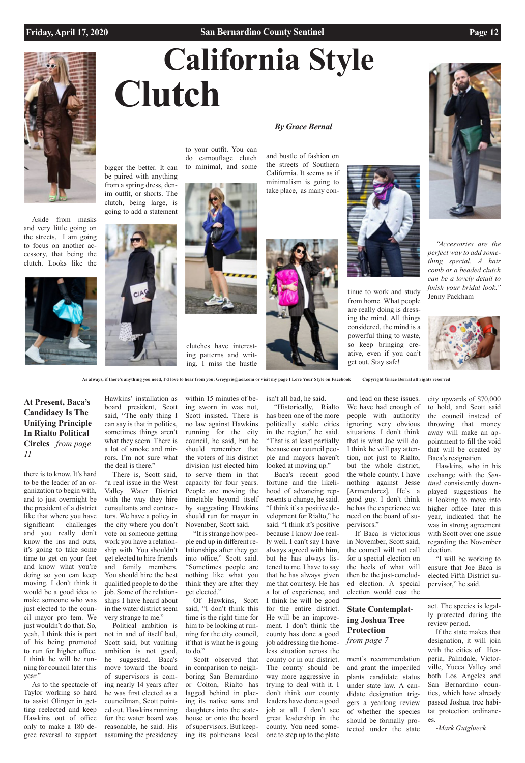# California Style Clutch

*By Grace Bernal*

Aside from masks and very little going on the streets, I am going to focus on another accessory, that being the clutch. Looks like the bigger the better. It can be paired with anything from a spring dress, denim outfit, or shorts. The clutch, being large, is going to add a statement to your outfit. You can do camouflage clutch to minimal, and some clutches have interesting patterns and writing. I miss the hustle and bustle of fashion on the streets of Southern California. It seems as if minimalism is going to take place, as many continue to work and study from home. What people are really doing is dressing the mind. All things considered, the mind is a powerful thing to waste, so keep bringing creative, even if you can't get out. Stay safe!

*"Accessories are the perfect way to add something special. A hair comb or a beaded clutch can be a lovely detail to finish your bridal look."* Jenny Packham

As always, if there's anything you need, I'd love to hear from you: Greygris@aol.com or visit my page I Love Your Style on Facebook    Copyright Grace Bernal all rights reserved

## At Present, Baca's Candidacy Is The Unifying Principle In Rialto Political Circles *from page 11*

there is to know. It's hard to be the leader of an organization to begin with, and to just overnight be the president of a district like that where you have significant challenges and you really don't know the ins and outs, it's going to take some time to get on your feet and know what you're doing so you can keep moving. I don't think it would be a good idea to make someone who was just elected to the council mayor pro tem. We just wouldn't do that. So, yeah, I think this is part of his being promoted to run for higher office. I think he will be running for council later this year."

As to the spectacle of Taylor working so hard to assist Olinger in getting reelected and keep Hawkins out of office only to make a 180 degree reversal to support Hawkins' installation as board president, Scott said, "The only thing I can say is that in politics, sometimes things aren't what they seem. There is a lot of smoke and mirrors. I'm not sure what the deal is there."

There is, Scott said, "a real issue in the West Valley Water District with the way they hire consultants and contractors. We have a policy in the city where you don't vote on someone getting work you have a relationship with. You shouldn't get elected to hire friends and family members. You should hire the best qualified people to do the job. Some of the relationships I have heard about in the water district seem very strange to me."

Political ambition is not in and of itself bad, Scott said, but vaulting ambition is not good, he suggested. Baca's move toward the board of supervisors is coming nearly 14 years after he was first elected as a councilman, Scott pointed out. Hawkins running for the water board was reasonable, he said. His assuming the presidency within 15 minutes of being sworn in was not, Scott insisted. There is no law against Hawkins running for the city council, he said, but he should remember that the voters of his district division just elected him to serve them in that capacity for four years. People are moving the timetable beyond itself by suggesting Hawkins should run for mayor in November, Scott said.

"It is strange how people end up in different relationships after they get into office," Scott said. "Sometimes people are nothing like what you think they are after they get elected."

Of Hawkins, Scott said, "I don't think this time is the right time for him to be looking at running for the city council, if that is what he is going to do."

Scott observed that in comparison to neighboring San Bernardino or Colton, Rialto has lagged behind in placing its native sons and daughters into the statehouse or onto the board of supervisors. But keeping its politicians local isn't all bad, he said.

"Historically, Rialto has been one of the more politically stable cities in the region," he said. "That is at least partially because our council people and mayors haven't looked at moving up."

Baca's recent good fortune and the likelihood of advancing represents a change, he said. "I think it's a positive development for Rialto," he said. "I think it's positive because I know Joe really well. I can't say I have always agreed with him, but he has always listened to me. I have to say that he has always given me that courtesy. He has a lot of experience, and I think he will be good for the entire district. He will be an improvement. I don't think the county has done a good job addressing the homeless situation across the county or in our district. The county should be way more aggressive in trying to deal with it. I don't think our county leaders have done a good job at all. I don't see great leadership in the county. You need someone to step up to the plate and lead on these issues. We have had enough of people with authority ignoring very obvious situations. I don't think that is what Joe will do. I think he will pay attention, not just to Rialto, but the whole district, the whole county. I have nothing against Jesse [Armendarez]. He's a good guy. I don't think he has the experience we need on the board of supervisors."

If Baca is victorious in November, Scott said, the council will not call for a special election on the heels of what will then be the just-concluded election. A special election would cost the city upwards of $70,000 to hold, and Scott said the council instead of throwing that money away will make an appointment to fill the void that will be created by Baca's resignation.

Hawkins, who in his exchange with the *Sentinel* consistently downplayed suggestions he is looking to move into higher office later this year, indicated that he was in strong agreement with Scott over one issue regarding the November election.

"I will be working to ensure that Joe Baca is elected Fifth District supervisor," he said.

## State Contemplating Joshua Tree Protection *from page 7*

ment's recommendation and grant the imperiled plants candidate status under state law. A candidate designation triggers a yearlong review of whether the species should be formally protected under the state act. The species is legally protected during the review period.

If the state makes that designation, it will join with the cities of Hesperia, Palmdale, Victorville, Yucca Valley and both Los Angeles and San Bernardino counties, which have already passed Joshua tree habitat protection ordinances.

*-Mark Gutglueck*